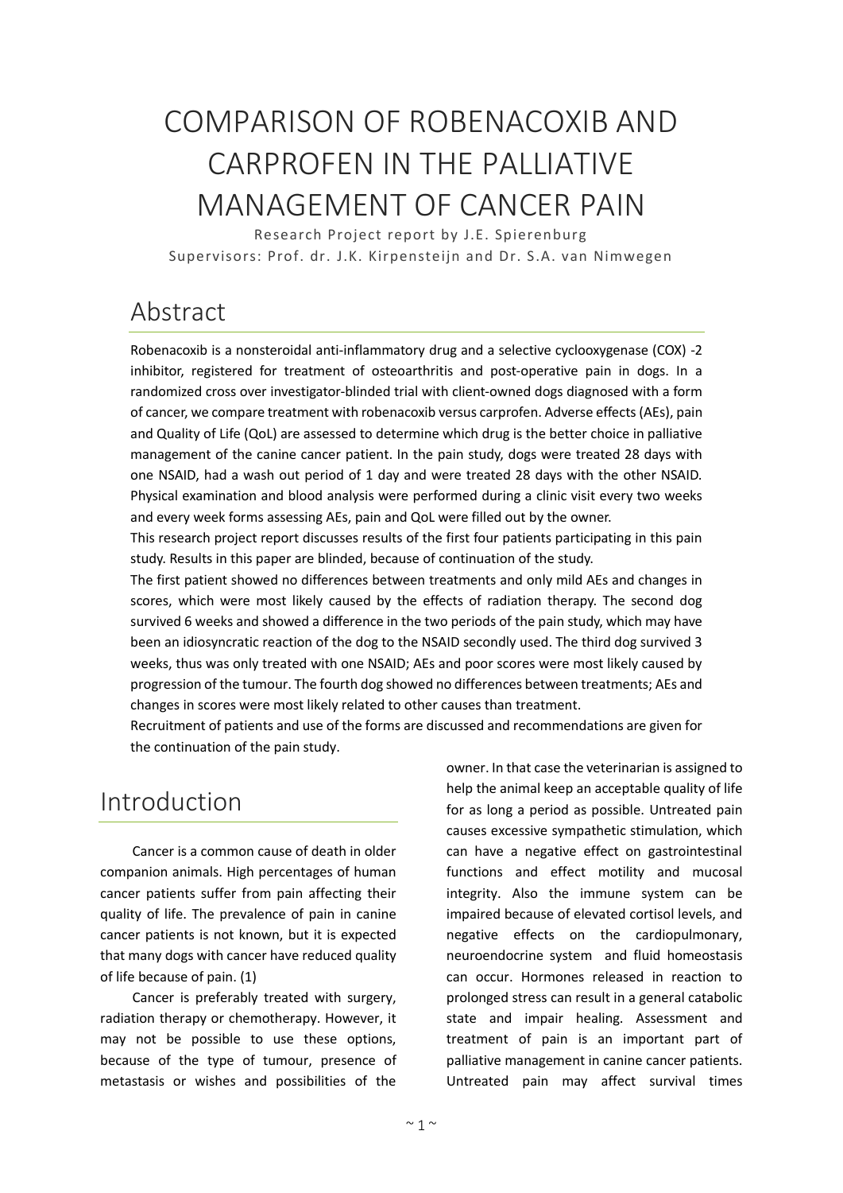# COMPARISON OF ROBENACOXIB AND CARPROFEN IN THE PALLIATIVE MANAGEMENT OF CANCER PAIN

Research Project report by J.E. Spierenburg

Supervisors: Prof. dr. J.K. Kirpensteijn and Dr. S.A. van Nimwegen

## Abstract

Robenacoxib is a nonsteroidal anti-inflammatory drug and a selective cyclooxygenase (COX) -2 inhibitor, registered for treatment of osteoarthritis and post-operative pain in dogs. In a randomized cross over investigator-blinded trial with client-owned dogs diagnosed with a form of cancer, we compare treatment with robenacoxib versus carprofen. Adverse effects (AEs), pain and Quality of Life (QoL) are assessed to determine which drug is the better choice in palliative management of the canine cancer patient. In the pain study, dogs were treated 28 days with one NSAID, had a wash out period of 1 day and were treated 28 days with the other NSAID. Physical examination and blood analysis were performed during a clinic visit every two weeks and every week forms assessing AEs, pain and QoL were filled out by the owner.

This research project report discusses results of the first four patients participating in this pain study. Results in this paper are blinded, because of continuation of the study.

The first patient showed no differences between treatments and only mild AEs and changes in scores, which were most likely caused by the effects of radiation therapy. The second dog survived 6 weeks and showed a difference in the two periods of the pain study, which may have been an idiosyncratic reaction of the dog to the NSAID secondly used. The third dog survived 3 weeks, thus was only treated with one NSAID; AEs and poor scores were most likely caused by progression of the tumour. The fourth dog showed no differences between treatments; AEs and changes in scores were most likely related to other causes than treatment.

Recruitment of patients and use of the forms are discussed and recommendations are given for the continuation of the pain study.

## Introduction

Cancer is a common cause of death in older companion animals. High percentages of human cancer patients suffer from pain affecting their quality of life. The prevalence of pain in canine cancer patients is not known, but it is expected that many dogs with cancer have reduced quality of life because of pain. (1)

Cancer is preferably treated with surgery, radiation therapy or chemotherapy. However, it may not be possible to use these options, because of the type of tumour, presence of metastasis or wishes and possibilities of the owner. In that case the veterinarian is assigned to help the animal keep an acceptable quality of life for as long a period as possible. Untreated pain causes excessive sympathetic stimulation, which can have a negative effect on gastrointestinal functions and effect motility and mucosal integrity. Also the immune system can be impaired because of elevated cortisol levels, and negative effects on the cardiopulmonary, neuroendocrine system and fluid homeostasis can occur. Hormones released in reaction to prolonged stress can result in a general catabolic state and impair healing. Assessment and treatment of pain is an important part of palliative management in canine cancer patients. Untreated pain may affect survival times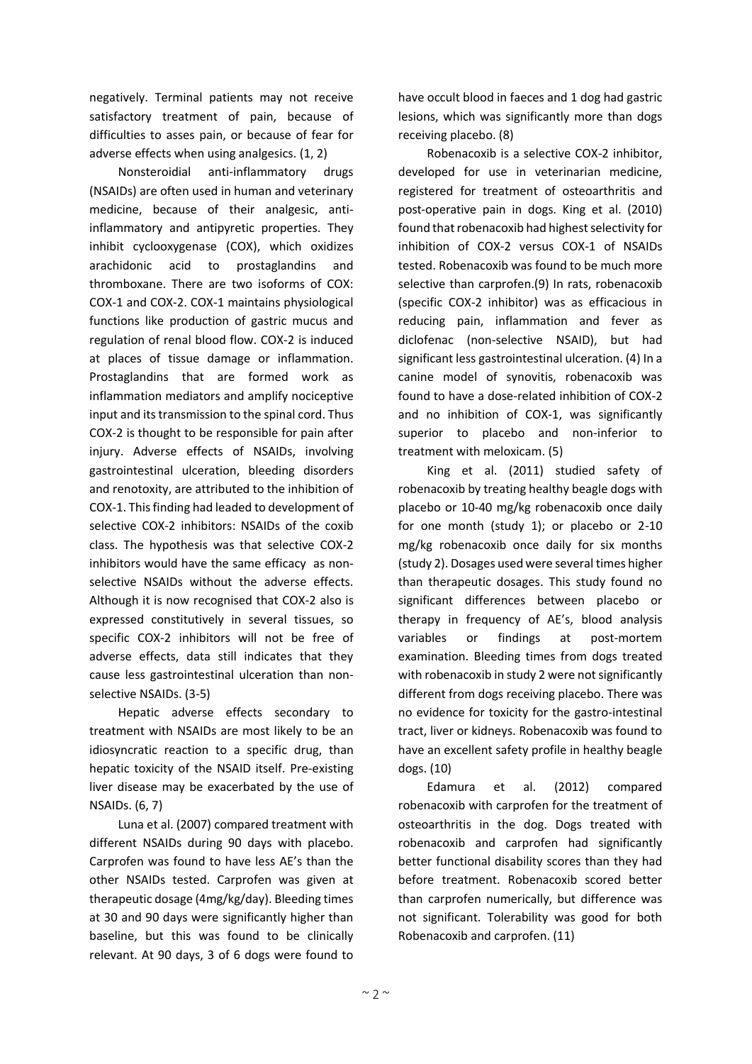negatively. Terminal patients may not receive satisfactory treatment of pain, because of difficulties to asses pain, or because of fear for adverse effects when using analgesics. (1, 2)

Nonsteroidial anti-inflammatory drugs (NSAIDs) are often used in human and veterinary medicine, because of their analgesic, anti-inflammatory and antipyretic properties. They inhibit cyclooxygenase (COX), which oxidizes arachidonic acid to prostaglandins and thromboxane. There are two isoforms of COX: COX-1 and COX-2. COX-1 maintains physiological functions like production of gastric mucus and regulation of renal blood flow. COX-2 is induced at places of tissue damage or inflammation. Prostaglandins that are formed work as inflammation mediators and amplify nociceptive input and its transmission to the spinal cord. Thus COX-2 is thought to be responsible for pain after injury. Adverse effects of NSAIDs, involving gastrointestinal ulceration, bleeding disorders and renotoxity, are attributed to the inhibition of COX-1. This finding had leaded to development of selective COX-2 inhibitors: NSAIDs of the coxib class. The hypothesis was that selective COX-2 inhibitors would have the same efficacy as non-selective NSAIDs without the adverse effects. Although it is now recognised that COX-2 also is expressed constitutively in several tissues, so specific COX-2 inhibitors will not be free of adverse effects, data still indicates that they cause less gastrointestinal ulceration than non-selective NSAIDs. (3-5)

Hepatic adverse effects secondary to treatment with NSAIDs are most likely to be an idiosyncratic reaction to a specific drug, than hepatic toxicity of the NSAID itself. Pre-existing liver disease may be exacerbated by the use of NSAIDs. (6, 7)

Luna et al. (2007) compared treatment with different NSAIDs during 90 days with placebo. Carprofen was found to have less AE's than the other NSAIDs tested. Carprofen was given at therapeutic dosage (4mg/kg/day). Bleeding times at 30 and 90 days were significantly higher than baseline, but this was found to be clinically relevant. At 90 days, 3 of 6 dogs were found to have occult blood in faeces and 1 dog had gastric lesions, which was significantly more than dogs receiving placebo. (8)

Robenacoxib is a selective COX-2 inhibitor, developed for use in veterinarian medicine, registered for treatment of osteoarthritis and post-operative pain in dogs. King et al. (2010) found that robenacoxib had highest selectivity for inhibition of COX-2 versus COX-1 of NSAIDs tested. Robenacoxib was found to be much more selective than carprofen.(9) In rats, robenacoxib (specific COX-2 inhibitor) was as efficacious in reducing pain, inflammation and fever as diclofenac (non-selective NSAID), but had significant less gastrointestinal ulceration. (4) In a canine model of synovitis, robenacoxib was found to have a dose-related inhibition of COX-2 and no inhibition of COX-1, was significantly superior to placebo and non-inferior to treatment with meloxicam. (5)

King et al. (2011) studied safety of robenacoxib by treating healthy beagle dogs with placebo or 10-40 mg/kg robenacoxib once daily for one month (study 1); or placebo or 2-10 mg/kg robenacoxib once daily for six months (study 2). Dosages used were several times higher than therapeutic dosages. This study found no significant differences between placebo or therapy in frequency of AE's, blood analysis variables or findings at post-mortem examination. Bleeding times from dogs treated with robenacoxib in study 2 were not significantly different from dogs receiving placebo. There was no evidence for toxicity for the gastro-intestinal tract, liver or kidneys. Robenacoxib was found to have an excellent safety profile in healthy beagle dogs. (10)

Edamura et al. (2012) compared robenacoxib with carprofen for the treatment of osteoarthritis in the dog. Dogs treated with robenacoxib and carprofen had significantly better functional disability scores than they had before treatment. Robenacoxib scored better than carprofen numerically, but difference was not significant. Tolerability was good for both Robenacoxib and carprofen. (11)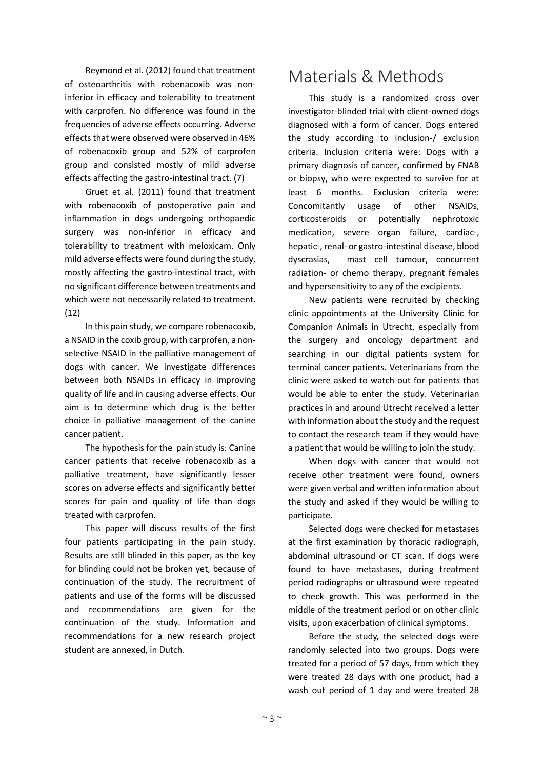Reymond et al. (2012) found that treatment of osteoarthritis with robenacoxib was non-inferior in efficacy and tolerability to treatment with carprofen. No difference was found in the frequencies of adverse effects occurring. Adverse effects that were observed were observed in 46% of robenacoxib group and 52% of carprofen group and consisted mostly of mild adverse effects affecting the gastro-intestinal tract. (7)

Gruet et al. (2011) found that treatment with robenacoxib of postoperative pain and inflammation in dogs undergoing orthopaedic surgery was non-inferior in efficacy and tolerability to treatment with meloxicam. Only mild adverse effects were found during the study, mostly affecting the gastro-intestinal tract, with no significant difference between treatments and which were not necessarily related to treatment. (12)

In this pain study, we compare robenacoxib, a NSAID in the coxib group, with carprofen, a non-selective NSAID in the palliative management of dogs with cancer. We investigate differences between both NSAIDs in efficacy in improving quality of life and in causing adverse effects. Our aim is to determine which drug is the better choice in palliative management of the canine cancer patient.

The hypothesis for the pain study is: Canine cancer patients that receive robenacoxib as a palliative treatment, have significantly lesser scores on adverse effects and significantly better scores for pain and quality of life than dogs treated with carprofen.

This paper will discuss results of the first four patients participating in the pain study. Results are still blinded in this paper, as the key for blinding could not be broken yet, because of continuation of the study. The recruitment of patients and use of the forms will be discussed and recommendations are given for the continuation of the study. Information and recommendations for a new research project student are annexed, in Dutch.

# Materials & Methods

This study is a randomized cross over investigator-blinded trial with client-owned dogs diagnosed with a form of cancer. Dogs entered the study according to inclusion-/ exclusion criteria. Inclusion criteria were: Dogs with a primary diagnosis of cancer, confirmed by FNAB or biopsy, who were expected to survive for at least 6 months. Exclusion criteria were: Concomitantly usage of other NSAIDs, corticosteroids or potentially nephrotoxic medication, severe organ failure, cardiac-, hepatic-, renal- or gastro-intestinal disease, blood dyscrasias, mast cell tumour, concurrent radiation- or chemo therapy, pregnant females and hypersensitivity to any of the excipients.

New patients were recruited by checking clinic appointments at the University Clinic for Companion Animals in Utrecht, especially from the surgery and oncology department and searching in our digital patients system for terminal cancer patients. Veterinarians from the clinic were asked to watch out for patients that would be able to enter the study. Veterinarian practices in and around Utrecht received a letter with information about the study and the request to contact the research team if they would have a patient that would be willing to join the study.

When dogs with cancer that would not receive other treatment were found, owners were given verbal and written information about the study and asked if they would be willing to participate.

Selected dogs were checked for metastases at the first examination by thoracic radiograph, abdominal ultrasound or CT scan. If dogs were found to have metastases, during treatment period radiographs or ultrasound were repeated to check growth. This was performed in the middle of the treatment period or on other clinic visits, upon exacerbation of clinical symptoms.

Before the study, the selected dogs were randomly selected into two groups. Dogs were treated for a period of 57 days, from which they were treated 28 days with one product, had a wash out period of 1 day and were treated 28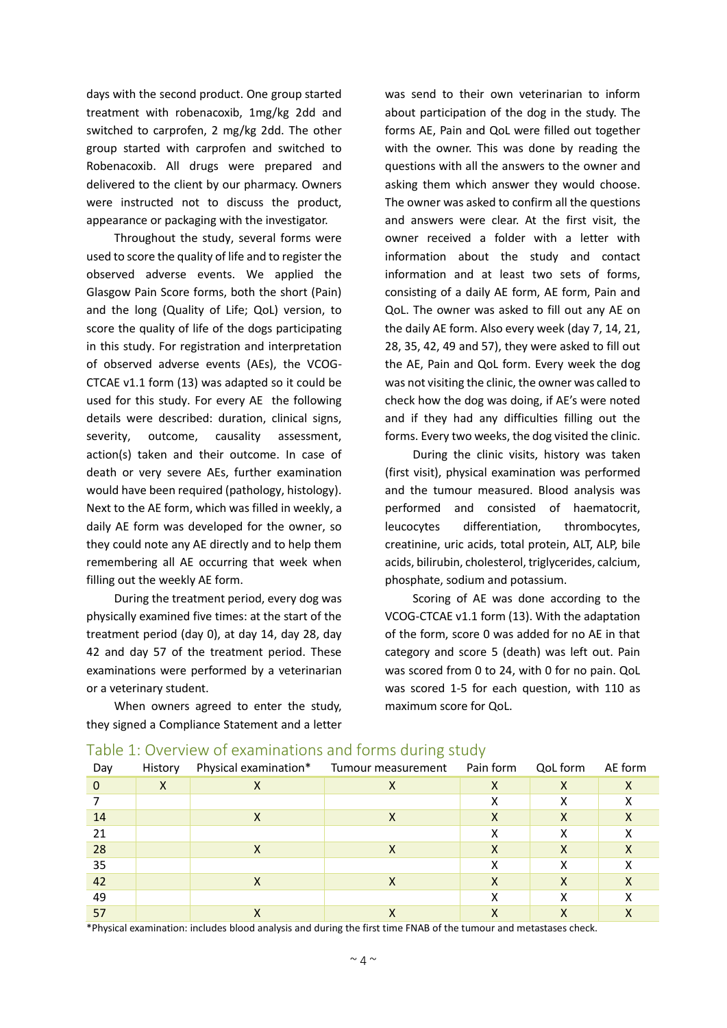days with the second product. One group started treatment with robenacoxib, 1mg/kg 2dd and switched to carprofen, 2 mg/kg 2dd. The other group started with carprofen and switched to Robenacoxib. All drugs were prepared and delivered to the client by our pharmacy. Owners were instructed not to discuss the product, appearance or packaging with the investigator.

Throughout the study, several forms were used to score the quality of life and to register the observed adverse events. We applied the Glasgow Pain Score forms, both the short (Pain) and the long (Quality of Life; QoL) version, to score the quality of life of the dogs participating in this study. For registration and interpretation of observed adverse events (AEs), the VCOG-CTCAE v1.1 form (13) was adapted so it could be used for this study. For every AE the following details were described: duration, clinical signs, severity, outcome, causality assessment, action(s) taken and their outcome. In case of death or very severe AEs, further examination would have been required (pathology, histology). Next to the AE form, which was filled in weekly, a daily AE form was developed for the owner, so they could note any AE directly and to help them remembering all AE occurring that week when filling out the weekly AE form.

During the treatment period, every dog was physically examined five times: at the start of the treatment period (day 0), at day 14, day 28, day 42 and day 57 of the treatment period. These examinations were performed by a veterinarian or a veterinary student.

When owners agreed to enter the study, they signed a Compliance Statement and a letter was send to their own veterinarian to inform about participation of the dog in the study. The forms AE, Pain and QoL were filled out together with the owner. This was done by reading the questions with all the answers to the owner and asking them which answer they would choose. The owner was asked to confirm all the questions and answers were clear. At the first visit, the owner received a folder with a letter with information about the study and contact information and at least two sets of forms, consisting of a daily AE form, AE form, Pain and QoL. The owner was asked to fill out any AE on the daily AE form. Also every week (day 7, 14, 21, 28, 35, 42, 49 and 57), they were asked to fill out the AE, Pain and QoL form. Every week the dog was not visiting the clinic, the owner was called to check how the dog was doing, if AE's were noted and if they had any difficulties filling out the forms. Every two weeks, the dog visited the clinic.

During the clinic visits, history was taken (first visit), physical examination was performed and the tumour measured. Blood analysis was performed and consisted of haematocrit, leucocytes differentiation, thrombocytes, creatinine, uric acids, total protein, ALT, ALP, bile acids, bilirubin, cholesterol, triglycerides, calcium, phosphate, sodium and potassium.

Scoring of AE was done according to the VCOG-CTCAE v1.1 form (13). With the adaptation of the form, score 0 was added for no AE in that category and score 5 (death) was left out. Pain was scored from 0 to 24, with 0 for no pain. QoL was scored 1-5 for each question, with 110 as maximum score for QoL.

## Table 1: Overview of examinations and forms during study

| Day | History | Physical examination* | Tumour measurement | Pain form | QoL form | AE form |
|---|---|---|---|---|---|---|
| 0 | X | X | X | X | X | X |
| 7 | | | | X | X | X |
| 14 | | X | X | X | X | X |
| 21 | | | | X | X | X |
| 28 | | X | X | X | X | X |
| 35 | | | | X | X | X |
| 42 | | X | X | X | X | X |
| 49 | | | | X | X | X |
| 57 | | X | X | X | X | X |

*Physical examination: includes blood analysis and during the first time FNAB of the tumour and metastases check.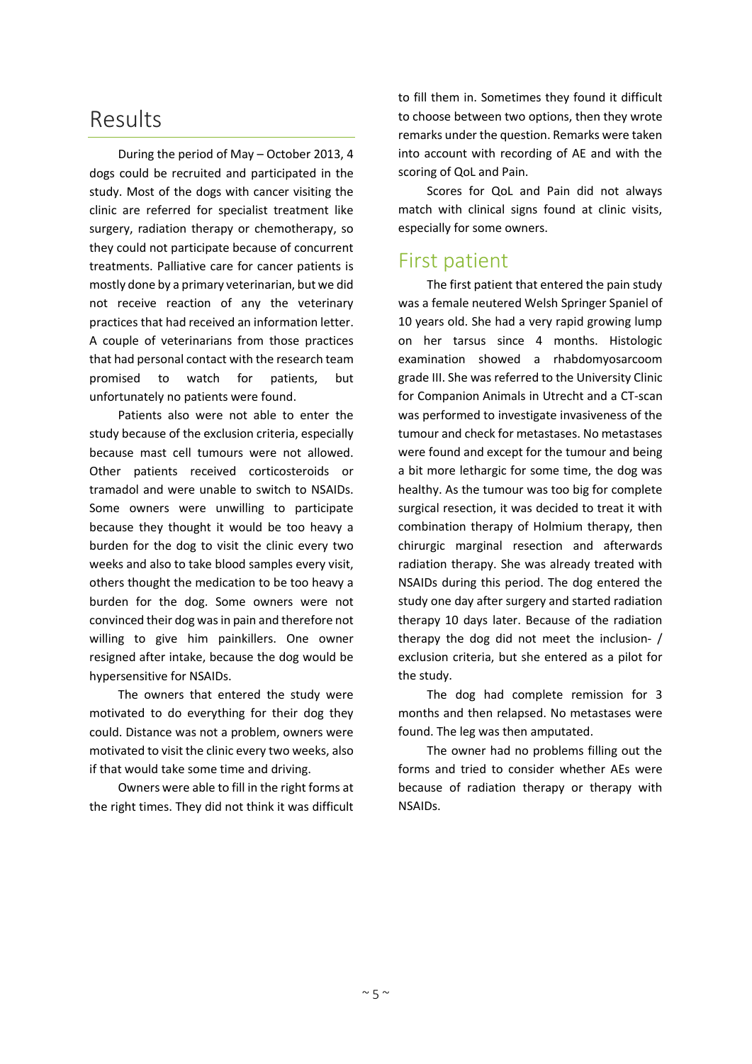# Results

During the period of May – October 2013, 4 dogs could be recruited and participated in the study. Most of the dogs with cancer visiting the clinic are referred for specialist treatment like surgery, radiation therapy or chemotherapy, so they could not participate because of concurrent treatments. Palliative care for cancer patients is mostly done by a primary veterinarian, but we did not receive reaction of any the veterinary practices that had received an information letter. A couple of veterinarians from those practices that had personal contact with the research team promised to watch for patients, but unfortunately no patients were found.

Patients also were not able to enter the study because of the exclusion criteria, especially because mast cell tumours were not allowed. Other patients received corticosteroids or tramadol and were unable to switch to NSAIDs. Some owners were unwilling to participate because they thought it would be too heavy a burden for the dog to visit the clinic every two weeks and also to take blood samples every visit, others thought the medication to be too heavy a burden for the dog. Some owners were not convinced their dog was in pain and therefore not willing to give him painkillers. One owner resigned after intake, because the dog would be hypersensitive for NSAIDs.

The owners that entered the study were motivated to do everything for their dog they could. Distance was not a problem, owners were motivated to visit the clinic every two weeks, also if that would take some time and driving.

Owners were able to fill in the right forms at the right times. They did not think it was difficult to fill them in. Sometimes they found it difficult to choose between two options, then they wrote remarks under the question. Remarks were taken into account with recording of AE and with the scoring of QoL and Pain.

Scores for QoL and Pain did not always match with clinical signs found at clinic visits, especially for some owners.

## First patient

The first patient that entered the pain study was a female neutered Welsh Springer Spaniel of 10 years old. She had a very rapid growing lump on her tarsus since 4 months. Histologic examination showed a rhabdomyosarcoom grade III. She was referred to the University Clinic for Companion Animals in Utrecht and a CT-scan was performed to investigate invasiveness of the tumour and check for metastases. No metastases were found and except for the tumour and being a bit more lethargic for some time, the dog was healthy. As the tumour was too big for complete surgical resection, it was decided to treat it with combination therapy of Holmium therapy, then chirurgic marginal resection and afterwards radiation therapy. She was already treated with NSAIDs during this period. The dog entered the study one day after surgery and started radiation therapy 10 days later. Because of the radiation therapy the dog did not meet the inclusion- / exclusion criteria, but she entered as a pilot for the study.

The dog had complete remission for 3 months and then relapsed. No metastases were found. The leg was then amputated.

The owner had no problems filling out the forms and tried to consider whether AEs were because of radiation therapy or therapy with NSAIDs.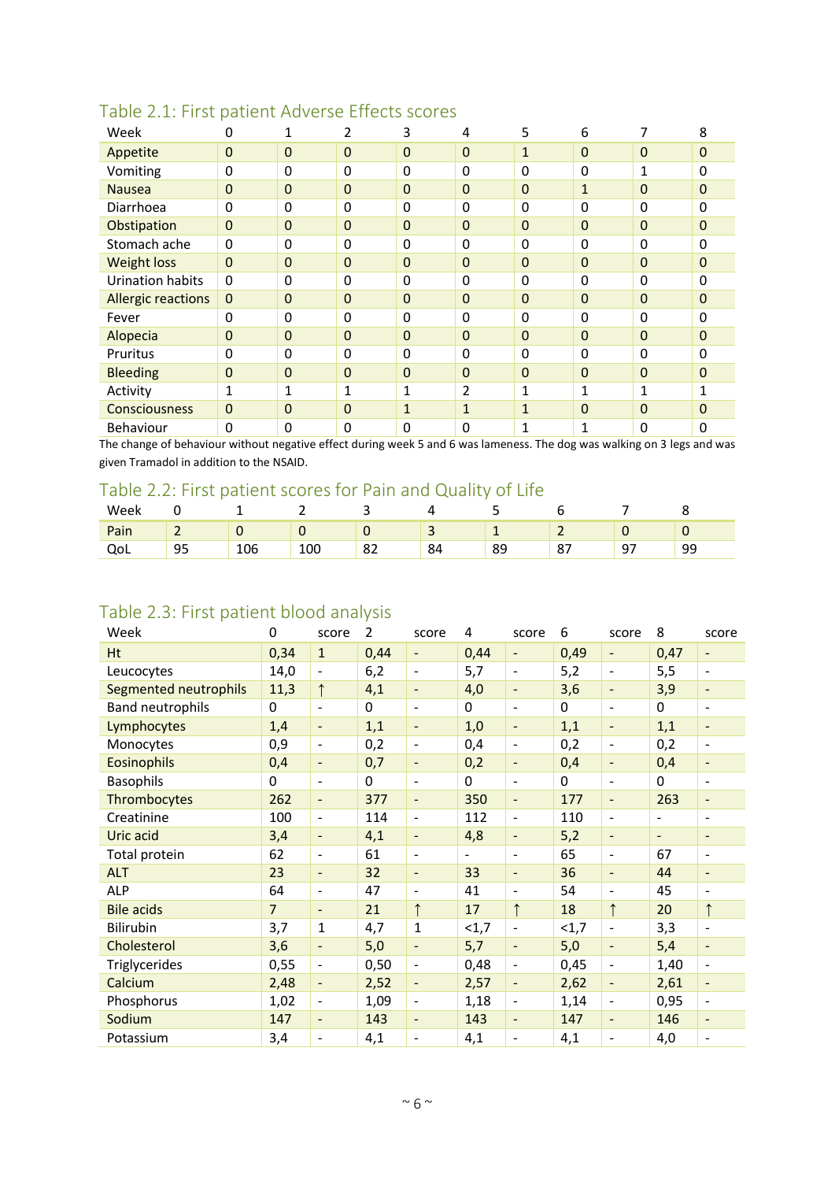### Table 2.1: First patient Adverse Effects scores

| Week | 0 | 1 | 2 | 3 | 4 | 5 | 6 | 7 | 8 |
|---|---|---|---|---|---|---|---|---|---|
| Appetite | 0 | 0 | 0 | 0 | 0 | 1 | 0 | 0 | 0 |
| Vomiting | 0 | 0 | 0 | 0 | 0 | 0 | 0 | 1 | 0 |
| Nausea | 0 | 0 | 0 | 0 | 0 | 0 | 1 | 0 | 0 |
| Diarrhoea | 0 | 0 | 0 | 0 | 0 | 0 | 0 | 0 | 0 |
| Obstipation | 0 | 0 | 0 | 0 | 0 | 0 | 0 | 0 | 0 |
| Stomach ache | 0 | 0 | 0 | 0 | 0 | 0 | 0 | 0 | 0 |
| Weight loss | 0 | 0 | 0 | 0 | 0 | 0 | 0 | 0 | 0 |
| Urination habits | 0 | 0 | 0 | 0 | 0 | 0 | 0 | 0 | 0 |
| Allergic reactions | 0 | 0 | 0 | 0 | 0 | 0 | 0 | 0 | 0 |
| Fever | 0 | 0 | 0 | 0 | 0 | 0 | 0 | 0 | 0 |
| Alopecia | 0 | 0 | 0 | 0 | 0 | 0 | 0 | 0 | 0 |
| Pruritus | 0 | 0 | 0 | 0 | 0 | 0 | 0 | 0 | 0 |
| Bleeding | 0 | 0 | 0 | 0 | 0 | 0 | 0 | 0 | 0 |
| Activity | 1 | 1 | 1 | 1 | 2 | 1 | 1 | 1 | 1 |
| Consciousness | 0 | 0 | 0 | 1 | 1 | 1 | 0 | 0 | 0 |
| Behaviour | 0 | 0 | 0 | 0 | 0 | 1 | 1 | 0 | 0 |

The change of behaviour without negative effect during week 5 and 6 was lameness. The dog was walking on 3 legs and was given Tramadol in addition to the NSAID.

### Table 2.2: First patient scores for Pain and Quality of Life

| Week | 0 | 1 | 2 | 3 | 4 | 5 | 6 | 7 | 8 |
|---|---|---|---|---|---|---|---|---|---|
| Pain | 2 | 0 | 0 | 0 | 3 | 1 | 2 | 0 | 0 |
| QoL | 95 | 106 | 100 | 82 | 84 | 89 | 87 | 97 | 99 |

### Table 2.3: First patient blood analysis

| Week | 0 | score | 2 | score | 4 | score | 6 | score | 8 | score |
|---|---|---|---|---|---|---|---|---|---|---|
| Ht | 0,34 | 1 | 0,44 | - | 0,44 | - | 0,49 | - | 0,47 | - |
| Leucocytes | 14,0 | - | 6,2 | - | 5,7 | - | 5,2 | - | 5,5 | - |
| Segmented neutrophils | 11,3 | ↑ | 4,1 | - | 4,0 | - | 3,6 | - | 3,9 | - |
| Band neutrophils | 0 | - | 0 | - | 0 | - | 0 | - | 0 | - |
| Lymphocytes | 1,4 | - | 1,1 | - | 1,0 | - | 1,1 | - | 1,1 | - |
| Monocytes | 0,9 | - | 0,2 | - | 0,4 | - | 0,2 | - | 0,2 | - |
| Eosinophils | 0,4 | - | 0,7 | - | 0,2 | - | 0,4 | - | 0,4 | - |
| Basophils | 0 | - | 0 | - | 0 | - | 0 | - | 0 | - |
| Thrombocytes | 262 | - | 377 | - | 350 | - | 177 | - | 263 | - |
| Creatinine | 100 | - | 114 | - | 112 | - | 110 | - | - | - |
| Uric acid | 3,4 | - | 4,1 | - | 4,8 | - | 5,2 | - | - | - |
| Total protein | 62 | - | 61 | - | - | - | 65 | - | 67 | - |
| ALT | 23 | - | 32 | - | 33 | - | 36 | - | 44 | - |
| ALP | 64 | - | 47 | - | 41 | - | 54 | - | 45 | - |
| Bile acids | 7 | - | 21 | ↑ | 17 | ↑ | 18 | ↑ | 20 | ↑ |
| Bilirubin | 3,7 | 1 | 4,7 | 1 | <1,7 | - | <1,7 | - | 3,3 | - |
| Cholesterol | 3,6 | - | 5,0 | - | 5,7 | - | 5,0 | - | 5,4 | - |
| Triglycerides | 0,55 | - | 0,50 | - | 0,48 | - | 0,45 | - | 1,40 | - |
| Calcium | 2,48 | - | 2,52 | - | 2,57 | - | 2,62 | - | 2,61 | - |
| Phosphorus | 1,02 | - | 1,09 | - | 1,18 | - | 1,14 | - | 0,95 | - |
| Sodium | 147 | - | 143 | - | 143 | - | 147 | - | 146 | - |
| Potassium | 3,4 | - | 4,1 | - | 4,1 | - | 4,1 | - | 4,0 | - |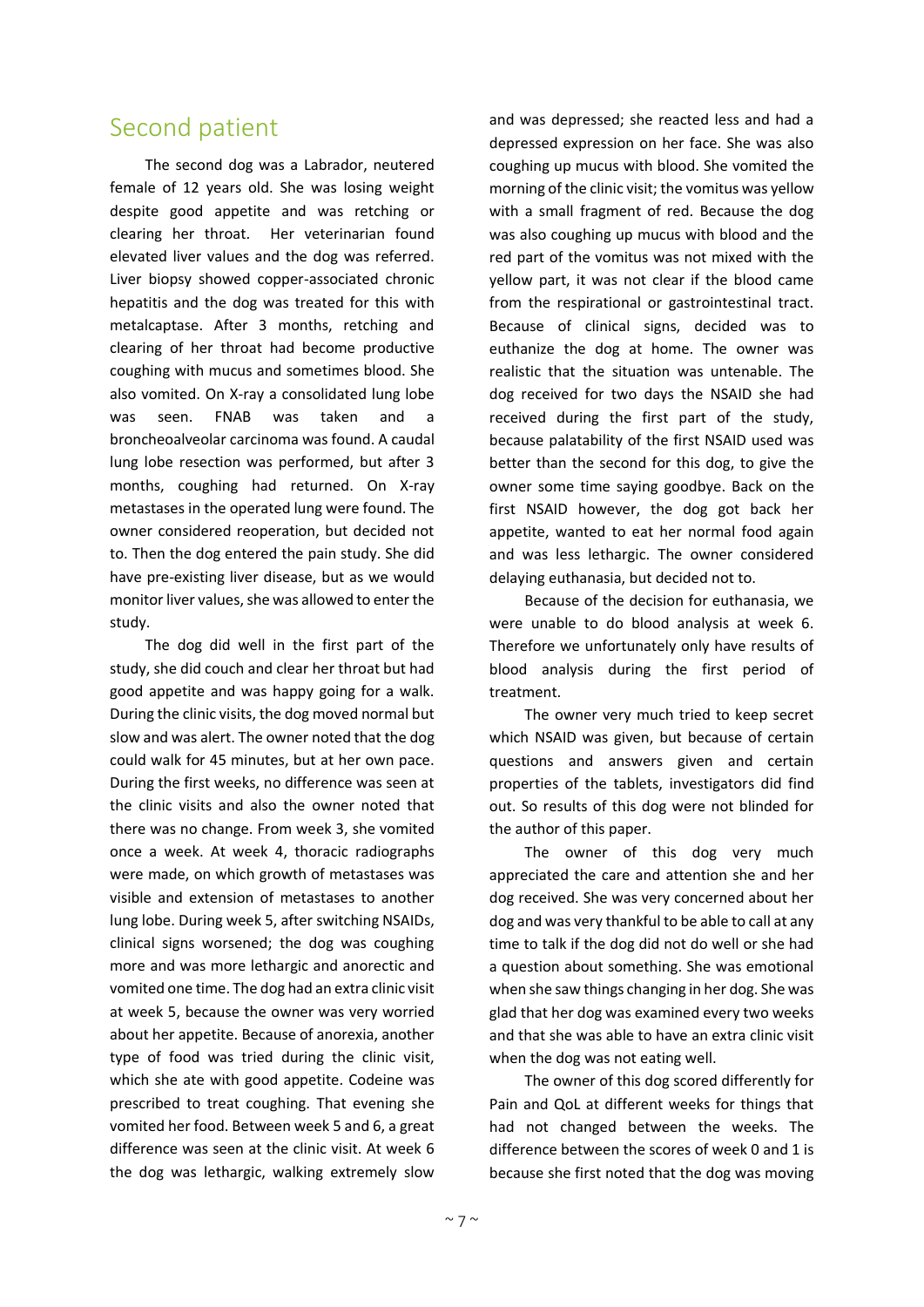## Second patient

The second dog was a Labrador, neutered female of 12 years old. She was losing weight despite good appetite and was retching or clearing her throat. Her veterinarian found elevated liver values and the dog was referred. Liver biopsy showed copper-associated chronic hepatitis and the dog was treated for this with metalcaptase. After 3 months, retching and clearing of her throat had become productive coughing with mucus and sometimes blood. She also vomited. On X-ray a consolidated lung lobe was seen. FNAB was taken and a broncheoalveolar carcinoma was found. A caudal lung lobe resection was performed, but after 3 months, coughing had returned. On X-ray metastases in the operated lung were found. The owner considered reoperation, but decided not to. Then the dog entered the pain study. She did have pre-existing liver disease, but as we would monitor liver values, she was allowed to enter the study.

The dog did well in the first part of the study, she did couch and clear her throat but had good appetite and was happy going for a walk. During the clinic visits, the dog moved normal but slow and was alert. The owner noted that the dog could walk for 45 minutes, but at her own pace. During the first weeks, no difference was seen at the clinic visits and also the owner noted that there was no change. From week 3, she vomited once a week. At week 4, thoracic radiographs were made, on which growth of metastases was visible and extension of metastases to another lung lobe. During week 5, after switching NSAIDs, clinical signs worsened; the dog was coughing more and was more lethargic and anorectic and vomited one time. The dog had an extra clinic visit at week 5, because the owner was very worried about her appetite. Because of anorexia, another type of food was tried during the clinic visit, which she ate with good appetite. Codeine was prescribed to treat coughing. That evening she vomited her food. Between week 5 and 6, a great difference was seen at the clinic visit. At week 6 the dog was lethargic, walking extremely slow and was depressed; she reacted less and had a depressed expression on her face. She was also coughing up mucus with blood. She vomited the morning of the clinic visit; the vomitus was yellow with a small fragment of red. Because the dog was also coughing up mucus with blood and the red part of the vomitus was not mixed with the yellow part, it was not clear if the blood came from the respirational or gastrointestinal tract. Because of clinical signs, decided was to euthanize the dog at home. The owner was realistic that the situation was untenable. The dog received for two days the NSAID she had received during the first part of the study, because palatability of the first NSAID used was better than the second for this dog, to give the owner some time saying goodbye. Back on the first NSAID however, the dog got back her appetite, wanted to eat her normal food again and was less lethargic. The owner considered delaying euthanasia, but decided not to.

Because of the decision for euthanasia, we were unable to do blood analysis at week 6. Therefore we unfortunately only have results of blood analysis during the first period of treatment.

The owner very much tried to keep secret which NSAID was given, but because of certain questions and answers given and certain properties of the tablets, investigators did find out. So results of this dog were not blinded for the author of this paper.

The owner of this dog very much appreciated the care and attention she and her dog received. She was very concerned about her dog and was very thankful to be able to call at any time to talk if the dog did not do well or she had a question about something. She was emotional when she saw things changing in her dog. She was glad that her dog was examined every two weeks and that she was able to have an extra clinic visit when the dog was not eating well.

The owner of this dog scored differently for Pain and QoL at different weeks for things that had not changed between the weeks. The difference between the scores of week 0 and 1 is because she first noted that the dog was moving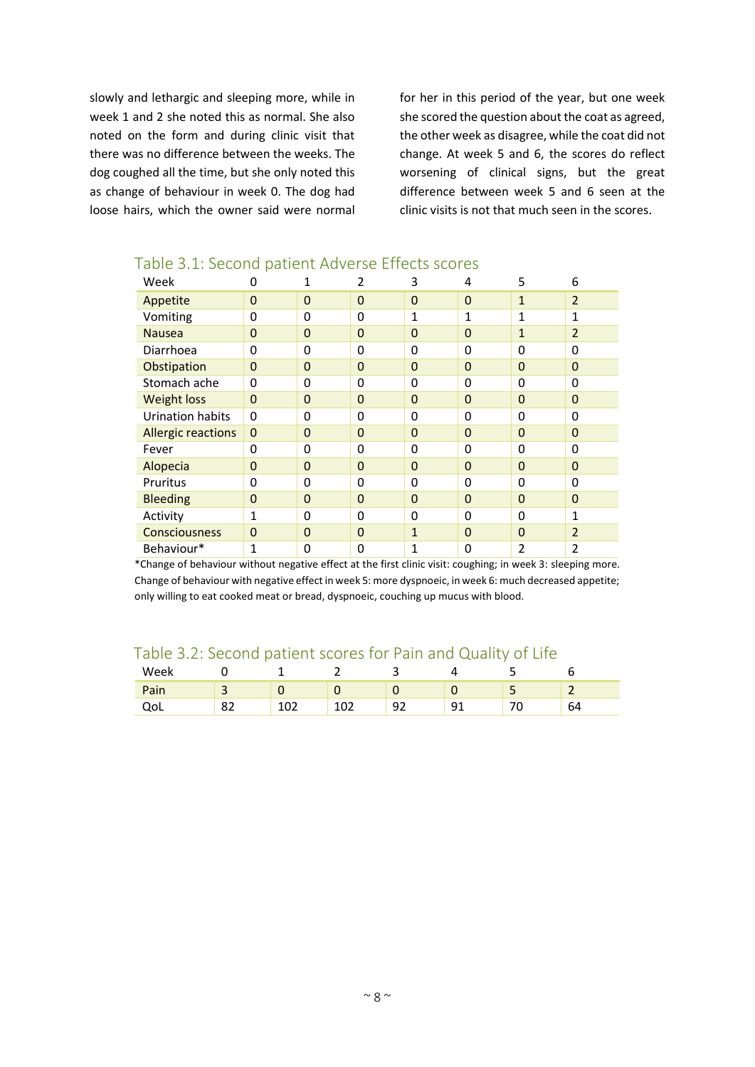slowly and lethargic and sleeping more, while in week 1 and 2 she noted this as normal. She also noted on the form and during clinic visit that there was no difference between the weeks. The dog coughed all the time, but she only noted this as change of behaviour in week 0. The dog had loose hairs, which the owner said were normal for her in this period of the year, but one week she scored the question about the coat as agreed, the other week as disagree, while the coat did not change. At week 5 and 6, the scores do reflect worsening of clinical signs, but the great difference between week 5 and 6 seen at the clinic visits is not that much seen in the scores.

Table 3.1: Second patient Adverse Effects scores

| Week | 0 | 1 | 2 | 3 | 4 | 5 | 6 |
|---|---|---|---|---|---|---|---|
| Appetite | 0 | 0 | 0 | 0 | 0 | 1 | 2 |
| Vomiting | 0 | 0 | 0 | 1 | 1 | 1 | 1 |
| Nausea | 0 | 0 | 0 | 0 | 0 | 1 | 2 |
| Diarrhoea | 0 | 0 | 0 | 0 | 0 | 0 | 0 |
| Obstipation | 0 | 0 | 0 | 0 | 0 | 0 | 0 |
| Stomach ache | 0 | 0 | 0 | 0 | 0 | 0 | 0 |
| Weight loss | 0 | 0 | 0 | 0 | 0 | 0 | 0 |
| Urination habits | 0 | 0 | 0 | 0 | 0 | 0 | 0 |
| Allergic reactions | 0 | 0 | 0 | 0 | 0 | 0 | 0 |
| Fever | 0 | 0 | 0 | 0 | 0 | 0 | 0 |
| Alopecia | 0 | 0 | 0 | 0 | 0 | 0 | 0 |
| Pruritus | 0 | 0 | 0 | 0 | 0 | 0 | 0 |
| Bleeding | 0 | 0 | 0 | 0 | 0 | 0 | 0 |
| Activity | 1 | 0 | 0 | 0 | 0 | 0 | 1 |
| Consciousness | 0 | 0 | 0 | 1 | 0 | 0 | 2 |
| Behaviour* | 1 | 0 | 0 | 1 | 0 | 2 | 2 |

*Change of behaviour without negative effect at the first clinic visit: coughing; in week 3: sleeping more. Change of behaviour with negative effect in week 5: more dyspnoeic, in week 6: much decreased appetite; only willing to eat cooked meat or bread, dyspnoeic, couching up mucus with blood.

Table 3.2: Second patient scores for Pain and Quality of Life

| Week | 0 | 1 | 2 | 3 | 4 | 5 | 6 |
|---|---|---|---|---|---|---|---|
| Pain | 3 | 0 | 0 | 0 | 0 | 5 | 2 |
| QoL | 82 | 102 | 102 | 92 | 91 | 70 | 64 |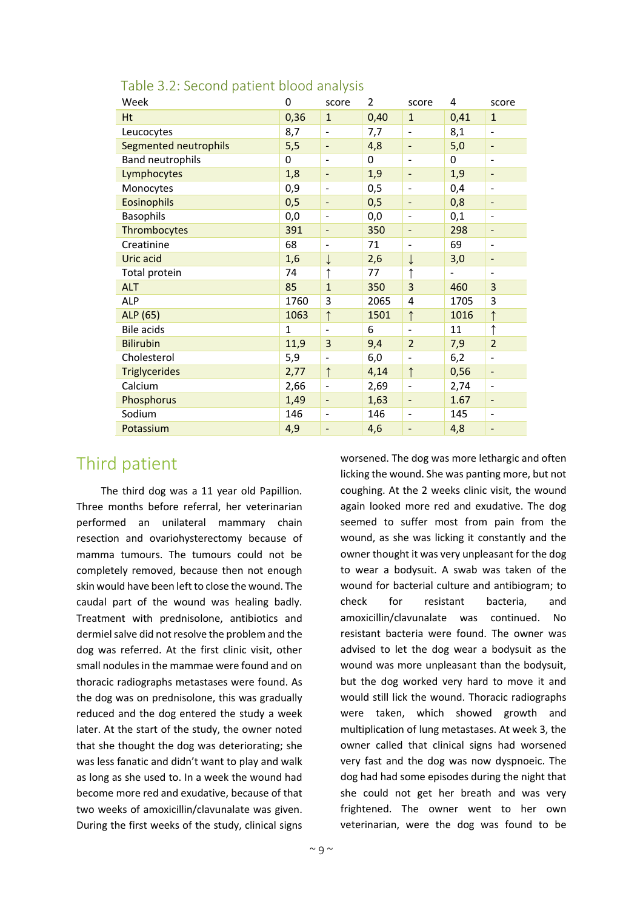Table 3.2: Second patient blood analysis

| Week | 0 | score | 2 | score | 4 | score |
|---|---|---|---|---|---|---|
| Ht | 0,36 | 1 | 0,40 | 1 | 0,41 | 1 |
| Leucocytes | 8,7 | - | 7,7 | - | 8,1 | - |
| Segmented neutrophils | 5,5 | - | 4,8 | - | 5,0 | - |
| Band neutrophils | 0 | - | 0 | - | 0 | - |
| Lymphocytes | 1,8 | - | 1,9 | - | 1,9 | - |
| Monocytes | 0,9 | - | 0,5 | - | 0,4 | - |
| Eosinophils | 0,5 | - | 0,5 | - | 0,8 | - |
| Basophils | 0,0 | - | 0,0 | - | 0,1 | - |
| Thrombocytes | 391 | - | 350 | - | 298 | - |
| Creatinine | 68 | - | 71 | - | 69 | - |
| Uric acid | 1,6 | ↓ | 2,6 | ↓ | 3,0 | - |
| Total protein | 74 | ↑ | 77 | ↑ | - | - |
| ALT | 85 | 1 | 350 | 3 | 460 | 3 |
| ALP | 1760 | 3 | 2065 | 4 | 1705 | 3 |
| ALP (65) | 1063 | ↑ | 1501 | ↑ | 1016 | ↑ |
| Bile acids | 1 | - | 6 | - | 11 | ↑ |
| Bilirubin | 11,9 | 3 | 9,4 | 2 | 7,9 | 2 |
| Cholesterol | 5,9 | - | 6,0 | - | 6,2 | - |
| Triglycerides | 2,77 | ↑ | 4,14 | ↑ | 0,56 | - |
| Calcium | 2,66 | - | 2,69 | - | 2,74 | - |
| Phosphorus | 1,49 | - | 1,63 | - | 1.67 | - |
| Sodium | 146 | - | 146 | - | 145 | - |
| Potassium | 4,9 | - | 4,6 | - | 4,8 | - |

## Third patient

The third dog was a 11 year old Papillion. Three months before referral, her veterinarian performed an unilateral mammary chain resection and ovariohysterectomy because of mamma tumours. The tumours could not be completely removed, because then not enough skin would have been left to close the wound. The caudal part of the wound was healing badly. Treatment with prednisolone, antibiotics and dermiel salve did not resolve the problem and the dog was referred. At the first clinic visit, other small nodules in the mammae were found and on thoracic radiographs metastases were found. As the dog was on prednisolone, this was gradually reduced and the dog entered the study a week later. At the start of the study, the owner noted that she thought the dog was deteriorating; she was less fanatic and didn't want to play and walk as long as she used to. In a week the wound had become more red and exudative, because of that two weeks of amoxicillin/clavunalate was given. During the first weeks of the study, clinical signs worsened. The dog was more lethargic and often licking the wound. She was panting more, but not coughing. At the 2 weeks clinic visit, the wound again looked more red and exudative. The dog seemed to suffer most from pain from the wound, as she was licking it constantly and the owner thought it was very unpleasant for the dog to wear a bodysuit. A swab was taken of the wound for bacterial culture and antibiogram; to check for resistant bacteria, and amoxicillin/clavunalate was continued. No resistant bacteria were found. The owner was advised to let the dog wear a bodysuit as the wound was more unpleasant than the bodysuit, but the dog worked very hard to move it and would still lick the wound. Thoracic radiographs were taken, which showed growth and multiplication of lung metastases. At week 3, the owner called that clinical signs had worsened very fast and the dog was now dyspnoeic. The dog had had some episodes during the night that she could not get her breath and was very frightened. The owner went to her own veterinarian, were the dog was found to be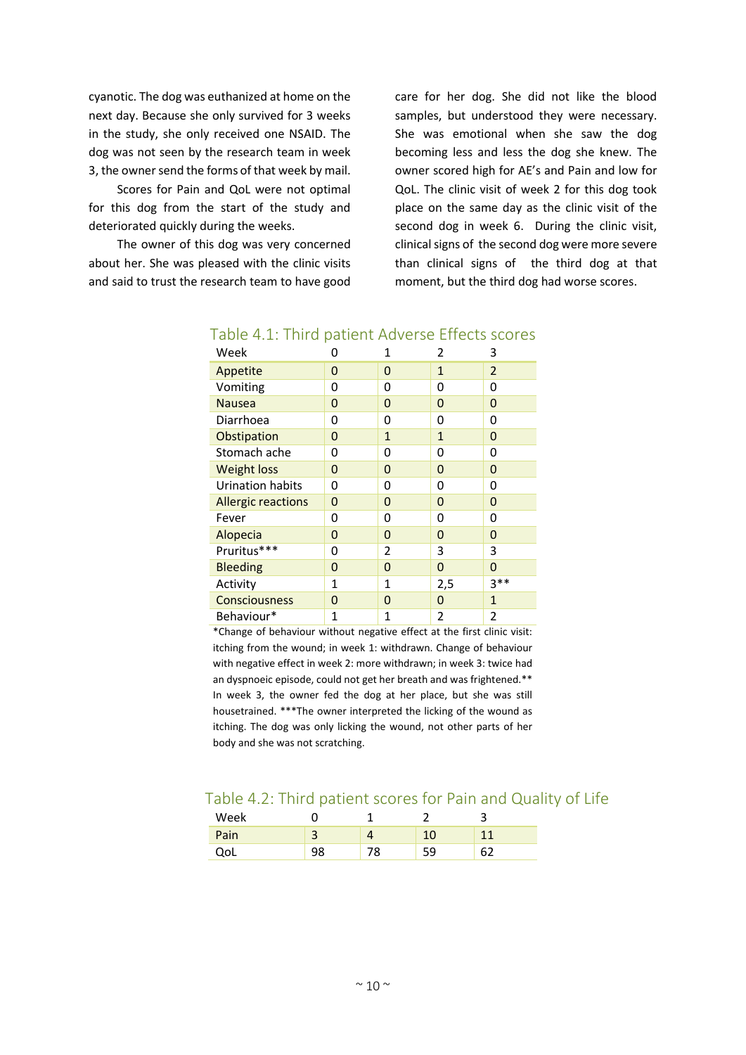cyanotic. The dog was euthanized at home on the next day. Because she only survived for 3 weeks in the study, she only received one NSAID. The dog was not seen by the research team in week 3, the owner send the forms of that week by mail.

Scores for Pain and QoL were not optimal for this dog from the start of the study and deteriorated quickly during the weeks.

The owner of this dog was very concerned about her. She was pleased with the clinic visits and said to trust the research team to have good care for her dog. She did not like the blood samples, but understood they were necessary. She was emotional when she saw the dog becoming less and less the dog she knew. The owner scored high for AE's and Pain and low for QoL. The clinic visit of week 2 for this dog took place on the same day as the clinic visit of the second dog in week 6. During the clinic visit, clinical signs of the second dog were more severe than clinical signs of the third dog at that moment, but the third dog had worse scores.

Table 4.1: Third patient Adverse Effects scores

| Week | 0 | 1 | 2 | 3 |
|---|---|---|---|---|
| Appetite | 0 | 0 | 1 | 2 |
| Vomiting | 0 | 0 | 0 | 0 |
| Nausea | 0 | 0 | 0 | 0 |
| Diarrhoea | 0 | 0 | 0 | 0 |
| Obstipation | 0 | 1 | 1 | 0 |
| Stomach ache | 0 | 0 | 0 | 0 |
| Weight loss | 0 | 0 | 0 | 0 |
| Urination habits | 0 | 0 | 0 | 0 |
| Allergic reactions | 0 | 0 | 0 | 0 |
| Fever | 0 | 0 | 0 | 0 |
| Alopecia | 0 | 0 | 0 | 0 |
| Pruritus*** | 0 | 2 | 3 | 3 |
| Bleeding | 0 | 0 | 0 | 0 |
| Activity | 1 | 1 | 2,5 | 3** |
| Consciousness | 0 | 0 | 0 | 1 |
| Behaviour* | 1 | 1 | 2 | 2 |

*Change of behaviour without negative effect at the first clinic visit: itching from the wound; in week 1: withdrawn. Change of behaviour with negative effect in week 2: more withdrawn; in week 3: twice had an dyspnoeic episode, could not get her breath and was frightened.** In week 3, the owner fed the dog at her place, but she was still housetrained. ***The owner interpreted the licking of the wound as itching. The dog was only licking the wound, not other parts of her body and she was not scratching.

Table 4.2: Third patient scores for Pain and Quality of Life

| Week | 0 | 1 | 2 | 3 |
|---|---|---|---|---|
| Pain | 3 | 4 | 10 | 11 |
| QoL | 98 | 78 | 59 | 62 |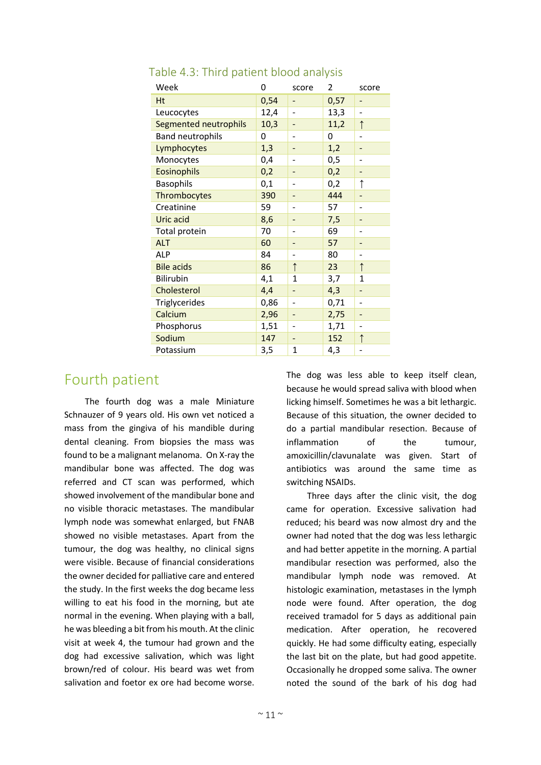Table 4.3: Third patient blood analysis

| Week | 0 | score | 2 | score |
|---|---|---|---|---|
| Ht | 0,54 | - | 0,57 | - |
| Leucocytes | 12,4 | - | 13,3 | - |
| Segmented neutrophils | 10,3 | - | 11,2 | ↑ |
| Band neutrophils | 0 | - | 0 | - |
| Lymphocytes | 1,3 | - | 1,2 | - |
| Monocytes | 0,4 | - | 0,5 | - |
| Eosinophils | 0,2 | - | 0,2 | - |
| Basophils | 0,1 | - | 0,2 | ↑ |
| Thrombocytes | 390 | - | 444 | - |
| Creatinine | 59 | - | 57 | - |
| Uric acid | 8,6 | - | 7,5 | - |
| Total protein | 70 | - | 69 | - |
| ALT | 60 | - | 57 | - |
| ALP | 84 | - | 80 | - |
| Bile acids | 86 | ↑ | 23 | ↑ |
| Bilirubin | 4,1 | 1 | 3,7 | 1 |
| Cholesterol | 4,4 | - | 4,3 | - |
| Triglycerides | 0,86 | - | 0,71 | - |
| Calcium | 2,96 | - | 2,75 | - |
| Phosphorus | 1,51 | - | 1,71 | - |
| Sodium | 147 | - | 152 | ↑ |
| Potassium | 3,5 | 1 | 4,3 | - |

## Fourth patient

The fourth dog was a male Miniature Schnauzer of 9 years old. His own vet noticed a mass from the gingiva of his mandible during dental cleaning. From biopsies the mass was found to be a malignant melanoma. On X-ray the mandibular bone was affected. The dog was referred and CT scan was performed, which showed involvement of the mandibular bone and no visible thoracic metastases. The mandibular lymph node was somewhat enlarged, but FNAB showed no visible metastases. Apart from the tumour, the dog was healthy, no clinical signs were visible. Because of financial considerations the owner decided for palliative care and entered the study. In the first weeks the dog became less willing to eat his food in the morning, but ate normal in the evening. When playing with a ball, he was bleeding a bit from his mouth. At the clinic visit at week 4, the tumour had grown and the dog had excessive salivation, which was light brown/red of colour. His beard was wet from salivation and foetor ex ore had become worse. The dog was less able to keep itself clean, because he would spread saliva with blood when licking himself. Sometimes he was a bit lethargic. Because of this situation, the owner decided to do a partial mandibular resection. Because of inflammation of the tumour, amoxicillin/clavunalate was given. Start of antibiotics was around the same time as switching NSAIDs.

Three days after the clinic visit, the dog came for operation. Excessive salivation had reduced; his beard was now almost dry and the owner had noted that the dog was less lethargic and had better appetite in the morning. A partial mandibular resection was performed, also the mandibular lymph node was removed. At histologic examination, metastases in the lymph node were found. After operation, the dog received tramadol for 5 days as additional pain medication. After operation, he recovered quickly. He had some difficulty eating, especially the last bit on the plate, but had good appetite. Occasionally he dropped some saliva. The owner noted the sound of the bark of his dog had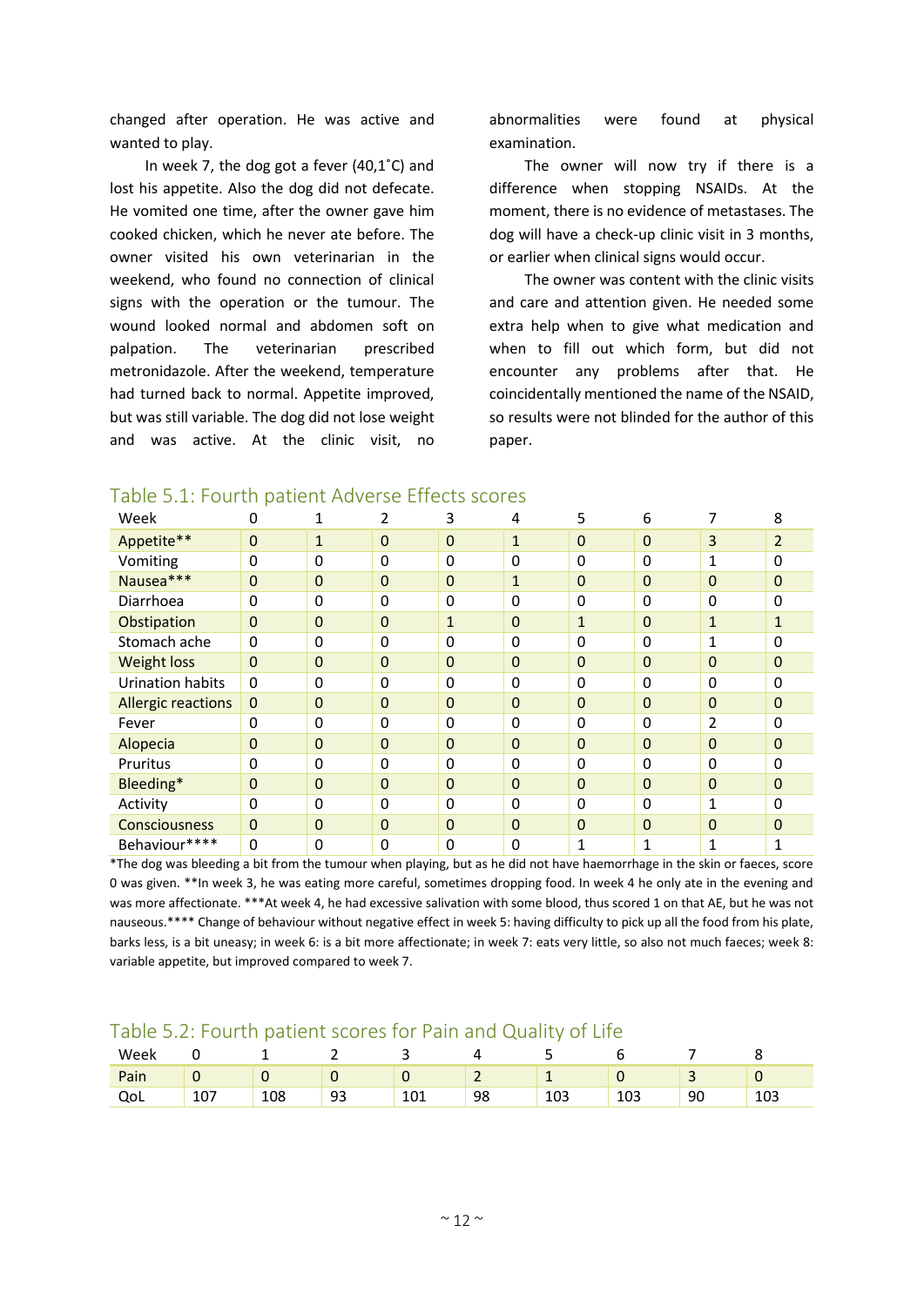changed after operation. He was active and wanted to play.

In week 7, the dog got a fever (40,1˚C) and lost his appetite. Also the dog did not defecate. He vomited one time, after the owner gave him cooked chicken, which he never ate before. The owner visited his own veterinarian in the weekend, who found no connection of clinical signs with the operation or the tumour. The wound looked normal and abdomen soft on palpation. The veterinarian prescribed metronidazole. After the weekend, temperature had turned back to normal. Appetite improved, but was still variable. The dog did not lose weight and was active. At the clinic visit, no abnormalities were found at physical examination.

The owner will now try if there is a difference when stopping NSAIDs. At the moment, there is no evidence of metastases. The dog will have a check-up clinic visit in 3 months, or earlier when clinical signs would occur.

The owner was content with the clinic visits and care and attention given. He needed some extra help when to give what medication and when to fill out which form, but did not encounter any problems after that. He coincidentally mentioned the name of the NSAID, so results were not blinded for the author of this paper.

## Table 5.1: Fourth patient Adverse Effects scores

| Week | 0 | 1 | 2 | 3 | 4 | 5 | 6 | 7 | 8 |
|---|---|---|---|---|---|---|---|---|---|
| Appetite** | 0 | 1 | 0 | 0 | 1 | 0 | 0 | 3 | 2 |
| Vomiting | 0 | 0 | 0 | 0 | 0 | 0 | 0 | 1 | 0 |
| Nausea*** | 0 | 0 | 0 | 0 | 1 | 0 | 0 | 0 | 0 |
| Diarrhoea | 0 | 0 | 0 | 0 | 0 | 0 | 0 | 0 | 0 |
| Obstipation | 0 | 0 | 0 | 1 | 0 | 1 | 0 | 1 | 1 |
| Stomach ache | 0 | 0 | 0 | 0 | 0 | 0 | 0 | 1 | 0 |
| Weight loss | 0 | 0 | 0 | 0 | 0 | 0 | 0 | 0 | 0 |
| Urination habits | 0 | 0 | 0 | 0 | 0 | 0 | 0 | 0 | 0 |
| Allergic reactions | 0 | 0 | 0 | 0 | 0 | 0 | 0 | 0 | 0 |
| Fever | 0 | 0 | 0 | 0 | 0 | 0 | 0 | 2 | 0 |
| Alopecia | 0 | 0 | 0 | 0 | 0 | 0 | 0 | 0 | 0 |
| Pruritus | 0 | 0 | 0 | 0 | 0 | 0 | 0 | 0 | 0 |
| Bleeding* | 0 | 0 | 0 | 0 | 0 | 0 | 0 | 0 | 0 |
| Activity | 0 | 0 | 0 | 0 | 0 | 0 | 0 | 1 | 0 |
| Consciousness | 0 | 0 | 0 | 0 | 0 | 0 | 0 | 0 | 0 |
| Behaviour**** | 0 | 0 | 0 | 0 | 0 | 1 | 1 | 1 | 1 |

*The dog was bleeding a bit from the tumour when playing, but as he did not have haemorrhage in the skin or faeces, score 0 was given. **In week 3, he was eating more careful, sometimes dropping food. In week 4 he only ate in the evening and was more affectionate. ***At week 4, he had excessive salivation with some blood, thus scored 1 on that AE, but he was not nauseous.**** Change of behaviour without negative effect in week 5: having difficulty to pick up all the food from his plate, barks less, is a bit uneasy; in week 6: is a bit more affectionate; in week 7: eats very little, so also not much faeces; week 8: variable appetite, but improved compared to week 7.

## Table 5.2: Fourth patient scores for Pain and Quality of Life

| Week | 0 | 1 | 2 | 3 | 4 | 5 | 6 | 7 | 8 |
|---|---|---|---|---|---|---|---|---|---|
| Pain | 0 | 0 | 0 | 0 | 2 | 1 | 0 | 3 | 0 |
| QoL | 107 | 108 | 93 | 101 | 98 | 103 | 103 | 90 | 103 |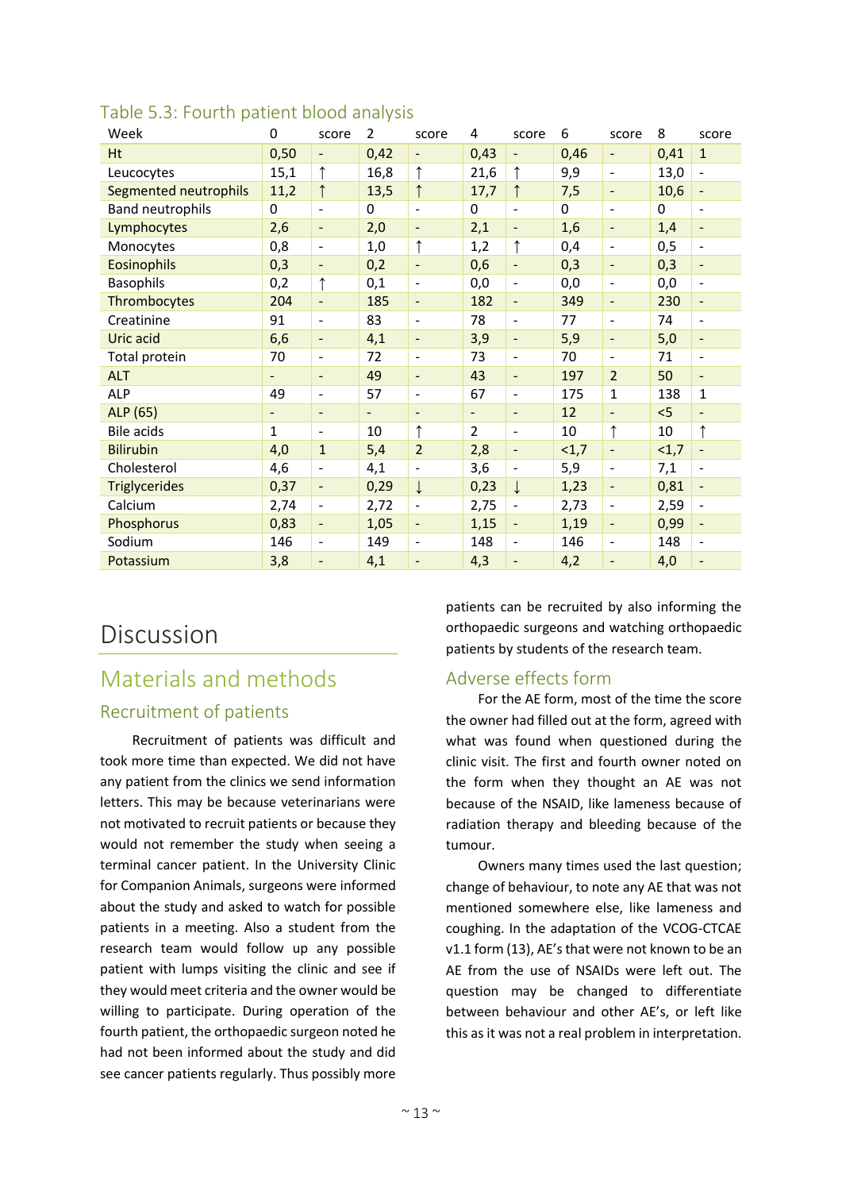Table 5.3: Fourth patient blood analysis

| Week | 0 | score | 2 | score | 4 | score | 6 | score | 8 | score |
|---|---|---|---|---|---|---|---|---|---|---|
| Ht | 0,50 | - | 0,42 | - | 0,43 | - | 0,46 | - | 0,41 | 1 |
| Leucocytes | 15,1 | ↑ | 16,8 | ↑ | 21,6 | ↑ | 9,9 | - | 13,0 | - |
| Segmented neutrophils | 11,2 | ↑ | 13,5 | ↑ | 17,7 | ↑ | 7,5 | - | 10,6 | - |
| Band neutrophils | 0 | - | 0 | - | 0 | - | 0 | - | 0 | - |
| Lymphocytes | 2,6 | - | 2,0 | - | 2,1 | - | 1,6 | - | 1,4 | - |
| Monocytes | 0,8 | - | 1,0 | ↑ | 1,2 | ↑ | 0,4 | - | 0,5 | - |
| Eosinophils | 0,3 | - | 0,2 | - | 0,6 | - | 0,3 | - | 0,3 | - |
| Basophils | 0,2 | ↑ | 0,1 | - | 0,0 | - | 0,0 | - | 0,0 | - |
| Thrombocytes | 204 | - | 185 | - | 182 | - | 349 | - | 230 | - |
| Creatinine | 91 | - | 83 | - | 78 | - | 77 | - | 74 | - |
| Uric acid | 6,6 | - | 4,1 | - | 3,9 | - | 5,9 | - | 5,0 | - |
| Total protein | 70 | - | 72 | - | 73 | - | 70 | - | 71 | - |
| ALT | - | - | 49 | - | 43 | - | 197 | 2 | 50 | - |
| ALP | 49 | - | 57 | - | 67 | - | 175 | 1 | 138 | 1 |
| ALP (65) | - | - | - | - | - | - | 12 | - | <5 | - |
| Bile acids | 1 | - | 10 | ↑ | 2 | - | 10 | ↑ | 10 | ↑ |
| Bilirubin | 4,0 | 1 | 5,4 | 2 | 2,8 | - | <1,7 | - | <1,7 | - |
| Cholesterol | 4,6 | - | 4,1 | - | 3,6 | - | 5,9 | - | 7,1 | - |
| Triglycerides | 0,37 | - | 0,29 | ↓ | 0,23 | ↓ | 1,23 | - | 0,81 | - |
| Calcium | 2,74 | - | 2,72 | - | 2,75 | - | 2,73 | - | 2,59 | - |
| Phosphorus | 0,83 | - | 1,05 | - | 1,15 | - | 1,19 | - | 0,99 | - |
| Sodium | 146 | - | 149 | - | 148 | - | 146 | - | 148 | - |
| Potassium | 3,8 | - | 4,1 | - | 4,3 | - | 4,2 | - | 4,0 | - |

# Discussion

## Materials and methods

### Recruitment of patients

Recruitment of patients was difficult and took more time than expected. We did not have any patient from the clinics we send information letters. This may be because veterinarians were not motivated to recruit patients or because they would not remember the study when seeing a terminal cancer patient. In the University Clinic for Companion Animals, surgeons were informed about the study and asked to watch for possible patients in a meeting. Also a student from the research team would follow up any possible patient with lumps visiting the clinic and see if they would meet criteria and the owner would be willing to participate. During operation of the fourth patient, the orthopaedic surgeon noted he had not been informed about the study and did see cancer patients regularly. Thus possibly more patients can be recruited by also informing the orthopaedic surgeons and watching orthopaedic patients by students of the research team.

### Adverse effects form

For the AE form, most of the time the score the owner had filled out at the form, agreed with what was found when questioned during the clinic visit. The first and fourth owner noted on the form when they thought an AE was not because of the NSAID, like lameness because of radiation therapy and bleeding because of the tumour.

Owners many times used the last question; change of behaviour, to note any AE that was not mentioned somewhere else, like lameness and coughing. In the adaptation of the VCOG-CTCAE v1.1 form (13), AE's that were not known to be an AE from the use of NSAIDs were left out. The question may be changed to differentiate between behaviour and other AE's, or left like this as it was not a real problem in interpretation.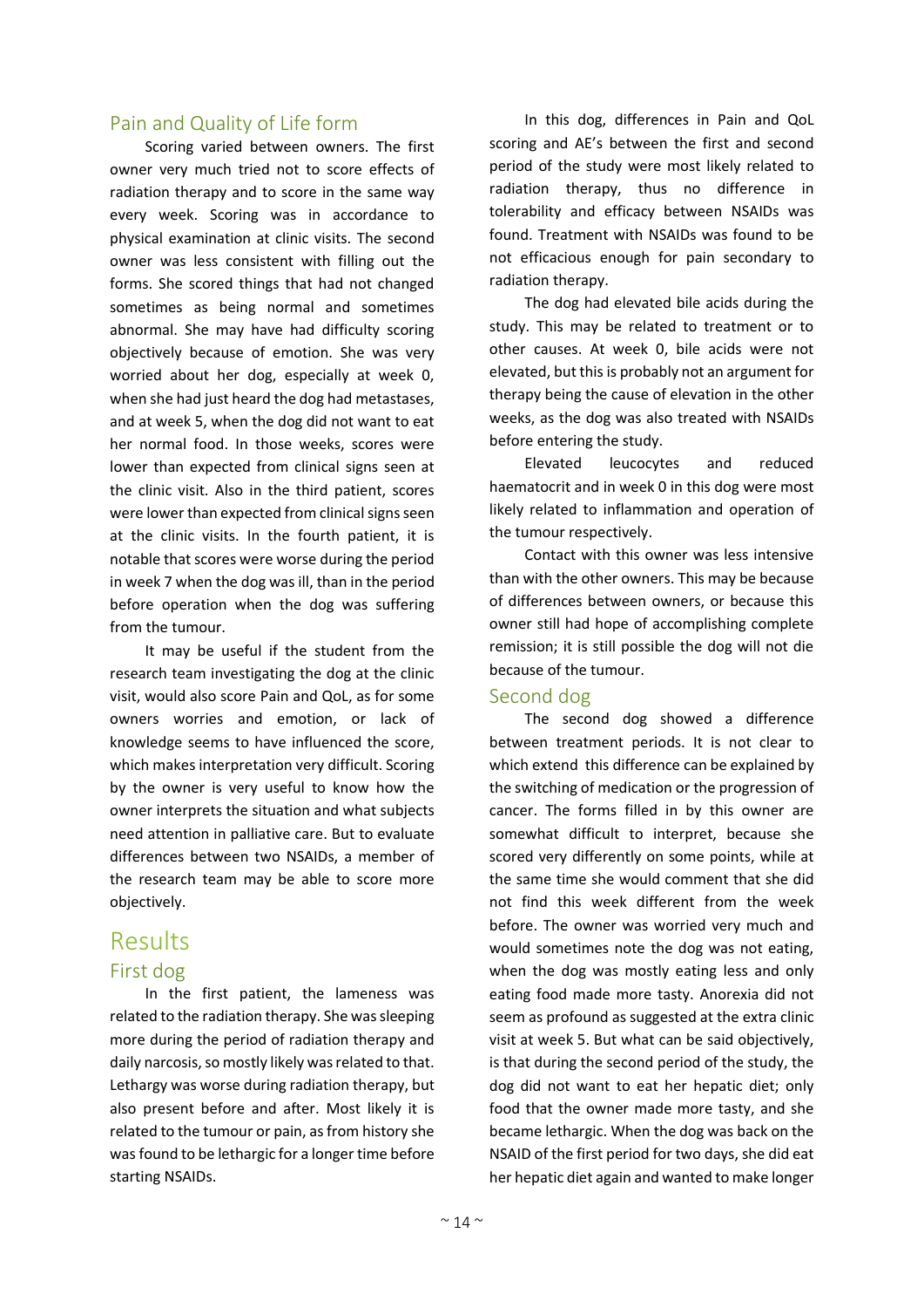## Pain and Quality of Life form

Scoring varied between owners. The first owner very much tried not to score effects of radiation therapy and to score in the same way every week. Scoring was in accordance to physical examination at clinic visits. The second owner was less consistent with filling out the forms. She scored things that had not changed sometimes as being normal and sometimes abnormal. She may have had difficulty scoring objectively because of emotion. She was very worried about her dog, especially at week 0, when she had just heard the dog had metastases, and at week 5, when the dog did not want to eat her normal food. In those weeks, scores were lower than expected from clinical signs seen at the clinic visit. Also in the third patient, scores were lower than expected from clinical signs seen at the clinic visits. In the fourth patient, it is notable that scores were worse during the period in week 7 when the dog was ill, than in the period before operation when the dog was suffering from the tumour.

It may be useful if the student from the research team investigating the dog at the clinic visit, would also score Pain and QoL, as for some owners worries and emotion, or lack of knowledge seems to have influenced the score, which makes interpretation very difficult. Scoring by the owner is very useful to know how the owner interprets the situation and what subjects need attention in palliative care. But to evaluate differences between two NSAIDs, a member of the research team may be able to score more objectively.

# Results

## First dog

In the first patient, the lameness was related to the radiation therapy. She was sleeping more during the period of radiation therapy and daily narcosis, so mostly likely was related to that. Lethargy was worse during radiation therapy, but also present before and after. Most likely it is related to the tumour or pain, as from history she was found to be lethargic for a longer time before starting NSAIDs.

In this dog, differences in Pain and QoL scoring and AE's between the first and second period of the study were most likely related to radiation therapy, thus no difference in tolerability and efficacy between NSAIDs was found. Treatment with NSAIDs was found to be not efficacious enough for pain secondary to radiation therapy.

The dog had elevated bile acids during the study. This may be related to treatment or to other causes. At week 0, bile acids were not elevated, but this is probably not an argument for therapy being the cause of elevation in the other weeks, as the dog was also treated with NSAIDs before entering the study.

Elevated leucocytes and reduced haematocrit and in week 0 in this dog were most likely related to inflammation and operation of the tumour respectively.

Contact with this owner was less intensive than with the other owners. This may be because of differences between owners, or because this owner still had hope of accomplishing complete remission; it is still possible the dog will not die because of the tumour.

## Second dog

The second dog showed a difference between treatment periods. It is not clear to which extend this difference can be explained by the switching of medication or the progression of cancer. The forms filled in by this owner are somewhat difficult to interpret, because she scored very differently on some points, while at the same time she would comment that she did not find this week different from the week before. The owner was worried very much and would sometimes note the dog was not eating, when the dog was mostly eating less and only eating food made more tasty. Anorexia did not seem as profound as suggested at the extra clinic visit at week 5. But what can be said objectively, is that during the second period of the study, the dog did not want to eat her hepatic diet; only food that the owner made more tasty, and she became lethargic. When the dog was back on the NSAID of the first period for two days, she did eat her hepatic diet again and wanted to make longer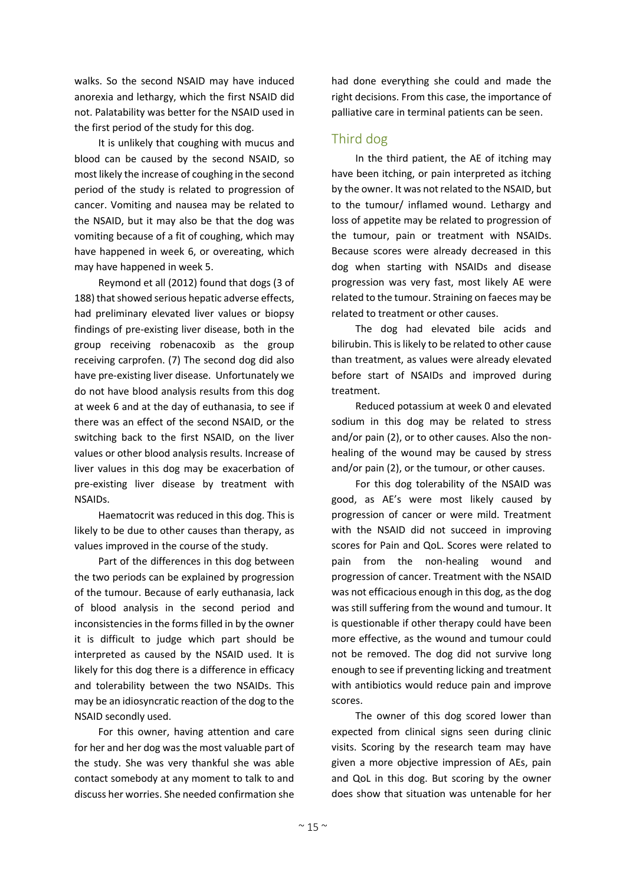walks. So the second NSAID may have induced anorexia and lethargy, which the first NSAID did not. Palatability was better for the NSAID used in the first period of the study for this dog.

It is unlikely that coughing with mucus and blood can be caused by the second NSAID, so most likely the increase of coughing in the second period of the study is related to progression of cancer. Vomiting and nausea may be related to the NSAID, but it may also be that the dog was vomiting because of a fit of coughing, which may have happened in week 6, or overeating, which may have happened in week 5.

Reymond et all (2012) found that dogs (3 of 188) that showed serious hepatic adverse effects, had preliminary elevated liver values or biopsy findings of pre-existing liver disease, both in the group receiving robenacoxib as the group receiving carprofen. (7) The second dog did also have pre-existing liver disease. Unfortunately we do not have blood analysis results from this dog at week 6 and at the day of euthanasia, to see if there was an effect of the second NSAID, or the switching back to the first NSAID, on the liver values or other blood analysis results. Increase of liver values in this dog may be exacerbation of pre-existing liver disease by treatment with NSAIDs.

Haematocrit was reduced in this dog. This is likely to be due to other causes than therapy, as values improved in the course of the study.

Part of the differences in this dog between the two periods can be explained by progression of the tumour. Because of early euthanasia, lack of blood analysis in the second period and inconsistencies in the forms filled in by the owner it is difficult to judge which part should be interpreted as caused by the NSAID used. It is likely for this dog there is a difference in efficacy and tolerability between the two NSAIDs. This may be an idiosyncratic reaction of the dog to the NSAID secondly used.

For this owner, having attention and care for her and her dog was the most valuable part of the study. She was very thankful she was able contact somebody at any moment to talk to and discuss her worries. She needed confirmation she had done everything she could and made the right decisions. From this case, the importance of palliative care in terminal patients can be seen.

## Third dog

In the third patient, the AE of itching may have been itching, or pain interpreted as itching by the owner. It was not related to the NSAID, but to the tumour/ inflamed wound. Lethargy and loss of appetite may be related to progression of the tumour, pain or treatment with NSAIDs. Because scores were already decreased in this dog when starting with NSAIDs and disease progression was very fast, most likely AE were related to the tumour. Straining on faeces may be related to treatment or other causes.

The dog had elevated bile acids and bilirubin. This is likely to be related to other cause than treatment, as values were already elevated before start of NSAIDs and improved during treatment.

Reduced potassium at week 0 and elevated sodium in this dog may be related to stress and/or pain (2), or to other causes. Also the non-healing of the wound may be caused by stress and/or pain (2), or the tumour, or other causes.

For this dog tolerability of the NSAID was good, as AE's were most likely caused by progression of cancer or were mild. Treatment with the NSAID did not succeed in improving scores for Pain and QoL. Scores were related to pain from the non-healing wound and progression of cancer. Treatment with the NSAID was not efficacious enough in this dog, as the dog was still suffering from the wound and tumour. It is questionable if other therapy could have been more effective, as the wound and tumour could not be removed. The dog did not survive long enough to see if preventing licking and treatment with antibiotics would reduce pain and improve scores.

The owner of this dog scored lower than expected from clinical signs seen during clinic visits. Scoring by the research team may have given a more objective impression of AEs, pain and QoL in this dog. But scoring by the owner does show that situation was untenable for her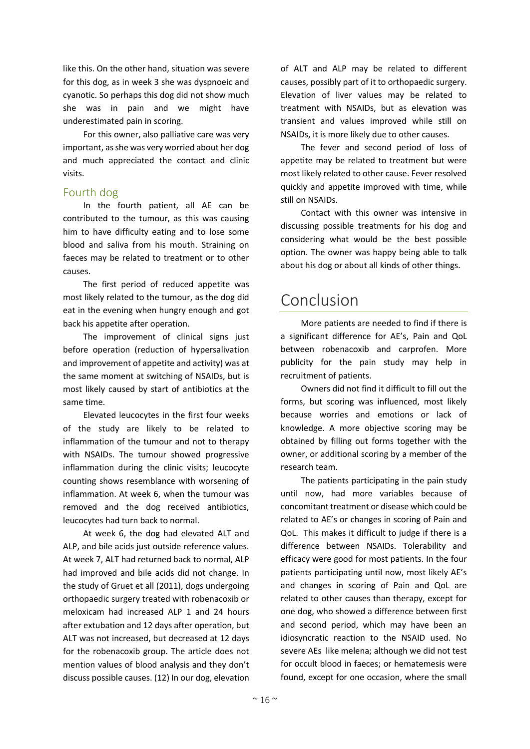like this. On the other hand, situation was severe for this dog, as in week 3 she was dyspnoeic and cyanotic. So perhaps this dog did not show much she was in pain and we might have underestimated pain in scoring.

For this owner, also palliative care was very important, as she was very worried about her dog and much appreciated the contact and clinic visits.

### Fourth dog

In the fourth patient, all AE can be contributed to the tumour, as this was causing him to have difficulty eating and to lose some blood and saliva from his mouth. Straining on faeces may be related to treatment or to other causes.

The first period of reduced appetite was most likely related to the tumour, as the dog did eat in the evening when hungry enough and got back his appetite after operation.

The improvement of clinical signs just before operation (reduction of hypersalivation and improvement of appetite and activity) was at the same moment at switching of NSAIDs, but is most likely caused by start of antibiotics at the same time.

Elevated leucocytes in the first four weeks of the study are likely to be related to inflammation of the tumour and not to therapy with NSAIDs. The tumour showed progressive inflammation during the clinic visits; leucocyte counting shows resemblance with worsening of inflammation. At week 6, when the tumour was removed and the dog received antibiotics, leucocytes had turn back to normal.

At week 6, the dog had elevated ALT and ALP, and bile acids just outside reference values. At week 7, ALT had returned back to normal, ALP had improved and bile acids did not change. In the study of Gruet et all (2011), dogs undergoing orthopaedic surgery treated with robenacoxib or meloxicam had increased ALP 1 and 24 hours after extubation and 12 days after operation, but ALT was not increased, but decreased at 12 days for the robenacoxib group. The article does not mention values of blood analysis and they don't discuss possible causes. (12) In our dog, elevation of ALT and ALP may be related to different causes, possibly part of it to orthopaedic surgery. Elevation of liver values may be related to treatment with NSAIDs, but as elevation was transient and values improved while still on NSAIDs, it is more likely due to other causes.

The fever and second period of loss of appetite may be related to treatment but were most likely related to other cause. Fever resolved quickly and appetite improved with time, while still on NSAIDs.

Contact with this owner was intensive in discussing possible treatments for his dog and considering what would be the best possible option. The owner was happy being able to talk about his dog or about all kinds of other things.

# Conclusion

More patients are needed to find if there is a significant difference for AE's, Pain and QoL between robenacoxib and carprofen. More publicity for the pain study may help in recruitment of patients.

Owners did not find it difficult to fill out the forms, but scoring was influenced, most likely because worries and emotions or lack of knowledge. A more objective scoring may be obtained by filling out forms together with the owner, or additional scoring by a member of the research team.

The patients participating in the pain study until now, had more variables because of concomitant treatment or disease which could be related to AE's or changes in scoring of Pain and QoL. This makes it difficult to judge if there is a difference between NSAIDs. Tolerability and efficacy were good for most patients. In the four patients participating until now, most likely AE's and changes in scoring of Pain and QoL are related to other causes than therapy, except for one dog, who showed a difference between first and second period, which may have been an idiosyncratic reaction to the NSAID used. No severe AEs like melena; although we did not test for occult blood in faeces; or hematemesis were found, except for one occasion, where the small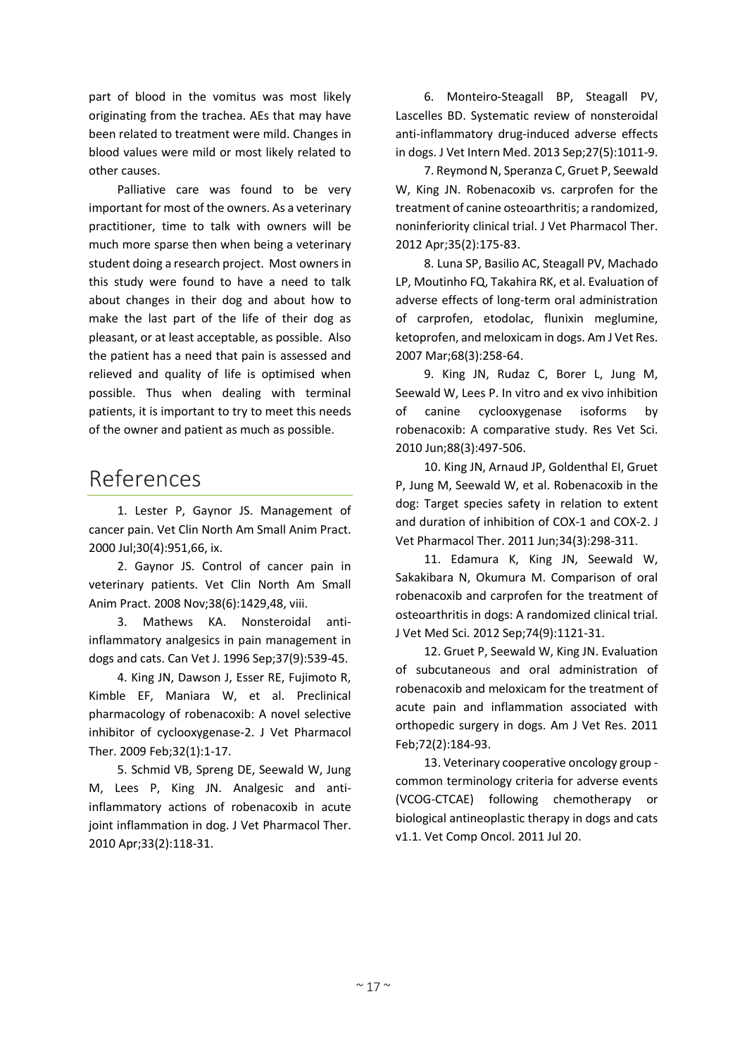part of blood in the vomitus was most likely originating from the trachea. AEs that may have been related to treatment were mild. Changes in blood values were mild or most likely related to other causes.

Palliative care was found to be very important for most of the owners. As a veterinary practitioner, time to talk with owners will be much more sparse then when being a veterinary student doing a research project. Most owners in this study were found to have a need to talk about changes in their dog and about how to make the last part of the life of their dog as pleasant, or at least acceptable, as possible. Also the patient has a need that pain is assessed and relieved and quality of life is optimised when possible. Thus when dealing with terminal patients, it is important to try to meet this needs of the owner and patient as much as possible.

# References

1. Lester P, Gaynor JS. Management of cancer pain. Vet Clin North Am Small Anim Pract. 2000 Jul;30(4):951,66, ix.

2. Gaynor JS. Control of cancer pain in veterinary patients. Vet Clin North Am Small Anim Pract. 2008 Nov;38(6):1429,48, viii.

3. Mathews KA. Nonsteroidal anti-inflammatory analgesics in pain management in dogs and cats. Can Vet J. 1996 Sep;37(9):539-45.

4. King JN, Dawson J, Esser RE, Fujimoto R, Kimble EF, Maniara W, et al. Preclinical pharmacology of robenacoxib: A novel selective inhibitor of cyclooxygenase-2. J Vet Pharmacol Ther. 2009 Feb;32(1):1-17.

5. Schmid VB, Spreng DE, Seewald W, Jung M, Lees P, King JN. Analgesic and anti-inflammatory actions of robenacoxib in acute joint inflammation in dog. J Vet Pharmacol Ther. 2010 Apr;33(2):118-31.

6. Monteiro-Steagall BP, Steagall PV, Lascelles BD. Systematic review of nonsteroidal anti-inflammatory drug-induced adverse effects in dogs. J Vet Intern Med. 2013 Sep;27(5):1011-9.

7. Reymond N, Speranza C, Gruet P, Seewald W, King JN. Robenacoxib vs. carprofen for the treatment of canine osteoarthritis; a randomized, noninferiority clinical trial. J Vet Pharmacol Ther. 2012 Apr;35(2):175-83.

8. Luna SP, Basilio AC, Steagall PV, Machado LP, Moutinho FQ, Takahira RK, et al. Evaluation of adverse effects of long-term oral administration of carprofen, etodolac, flunixin meglumine, ketoprofen, and meloxicam in dogs. Am J Vet Res. 2007 Mar;68(3):258-64.

9. King JN, Rudaz C, Borer L, Jung M, Seewald W, Lees P. In vitro and ex vivo inhibition of canine cyclooxygenase isoforms by robenacoxib: A comparative study. Res Vet Sci. 2010 Jun;88(3):497-506.

10. King JN, Arnaud JP, Goldenthal EI, Gruet P, Jung M, Seewald W, et al. Robenacoxib in the dog: Target species safety in relation to extent and duration of inhibition of COX-1 and COX-2. J Vet Pharmacol Ther. 2011 Jun;34(3):298-311.

11. Edamura K, King JN, Seewald W, Sakakibara N, Okumura M. Comparison of oral robenacoxib and carprofen for the treatment of osteoarthritis in dogs: A randomized clinical trial. J Vet Med Sci. 2012 Sep;74(9):1121-31.

12. Gruet P, Seewald W, King JN. Evaluation of subcutaneous and oral administration of robenacoxib and meloxicam for the treatment of acute pain and inflammation associated with orthopedic surgery in dogs. Am J Vet Res. 2011 Feb;72(2):184-93.

13. Veterinary cooperative oncology group - common terminology criteria for adverse events (VCOG-CTCAE) following chemotherapy or biological antineoplastic therapy in dogs and cats v1.1. Vet Comp Oncol. 2011 Jul 20.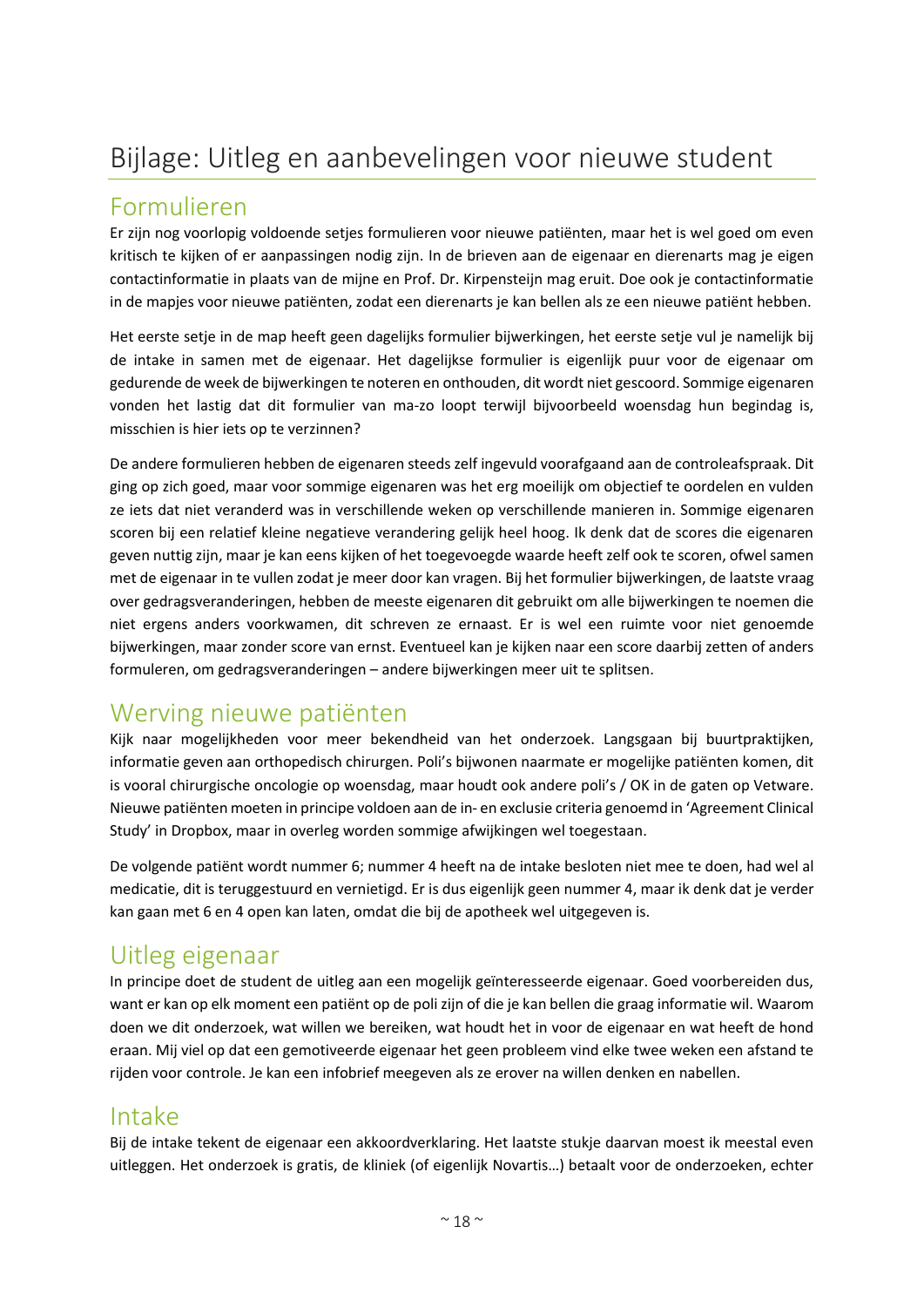# Bijlage: Uitleg en aanbevelingen voor nieuwe student

## Formulieren

Er zijn nog voorlopig voldoende setjes formulieren voor nieuwe patiënten, maar het is wel goed om even kritisch te kijken of er aanpassingen nodig zijn. In de brieven aan de eigenaar en dierenarts mag je eigen contactinformatie in plaats van de mijne en Prof. Dr. Kirpensteijn mag eruit. Doe ook je contactinformatie in de mapjes voor nieuwe patiënten, zodat een dierenarts je kan bellen als ze een nieuwe patiënt hebben.

Het eerste setje in de map heeft geen dagelijks formulier bijwerkingen, het eerste setje vul je namelijk bij de intake in samen met de eigenaar. Het dagelijkse formulier is eigenlijk puur voor de eigenaar om gedurende de week de bijwerkingen te noteren en onthouden, dit wordt niet gescoord. Sommige eigenaren vonden het lastig dat dit formulier van ma-zo loopt terwijl bijvoorbeeld woensdag hun begindag is, misschien is hier iets op te verzinnen?

De andere formulieren hebben de eigenaren steeds zelf ingevuld voorafgaand aan de controleafspraak. Dit ging op zich goed, maar voor sommige eigenaren was het erg moeilijk om objectief te oordelen en vulden ze iets dat niet veranderd was in verschillende weken op verschillende manieren in. Sommige eigenaren scoren bij een relatief kleine negatieve verandering gelijk heel hoog. Ik denk dat de scores die eigenaren geven nuttig zijn, maar je kan eens kijken of het toegevoegde waarde heeft zelf ook te scoren, ofwel samen met de eigenaar in te vullen zodat je meer door kan vragen. Bij het formulier bijwerkingen, de laatste vraag over gedragsveranderingen, hebben de meeste eigenaren dit gebruikt om alle bijwerkingen te noemen die niet ergens anders voorkwamen, dit schreven ze ernaast. Er is wel een ruimte voor niet genoemde bijwerkingen, maar zonder score van ernst. Eventueel kan je kijken naar een score daarbij zetten of anders formuleren, om gedragsveranderingen – andere bijwerkingen meer uit te splitsen.

## Werving nieuwe patiënten

Kijk naar mogelijkheden voor meer bekendheid van het onderzoek. Langsgaan bij buurtpraktijken, informatie geven aan orthopedisch chirurgen. Poli's bijwonen naarmate er mogelijke patiënten komen, dit is vooral chirurgische oncologie op woensdag, maar houdt ook andere poli's / OK in de gaten op Vetware. Nieuwe patiënten moeten in principe voldoen aan de in- en exclusie criteria genoemd in 'Agreement Clinical Study' in Dropbox, maar in overleg worden sommige afwijkingen wel toegestaan.

De volgende patiënt wordt nummer 6; nummer 4 heeft na de intake besloten niet mee te doen, had wel al medicatie, dit is teruggestuurd en vernietigd. Er is dus eigenlijk geen nummer 4, maar ik denk dat je verder kan gaan met 6 en 4 open kan laten, omdat die bij de apotheek wel uitgegeven is.

## Uitleg eigenaar

In principe doet de student de uitleg aan een mogelijk geïnteresseerde eigenaar. Goed voorbereiden dus, want er kan op elk moment een patiënt op de poli zijn of die je kan bellen die graag informatie wil. Waarom doen we dit onderzoek, wat willen we bereiken, wat houdt het in voor de eigenaar en wat heeft de hond eraan. Mij viel op dat een gemotiveerde eigenaar het geen probleem vind elke twee weken een afstand te rijden voor controle. Je kan een infobrief meegeven als ze erover na willen denken en nabellen.

## Intake

Bij de intake tekent de eigenaar een akkoordverklaring. Het laatste stukje daarvan moest ik meestal even uitleggen. Het onderzoek is gratis, de kliniek (of eigenlijk Novartis…) betaalt voor de onderzoeken, echter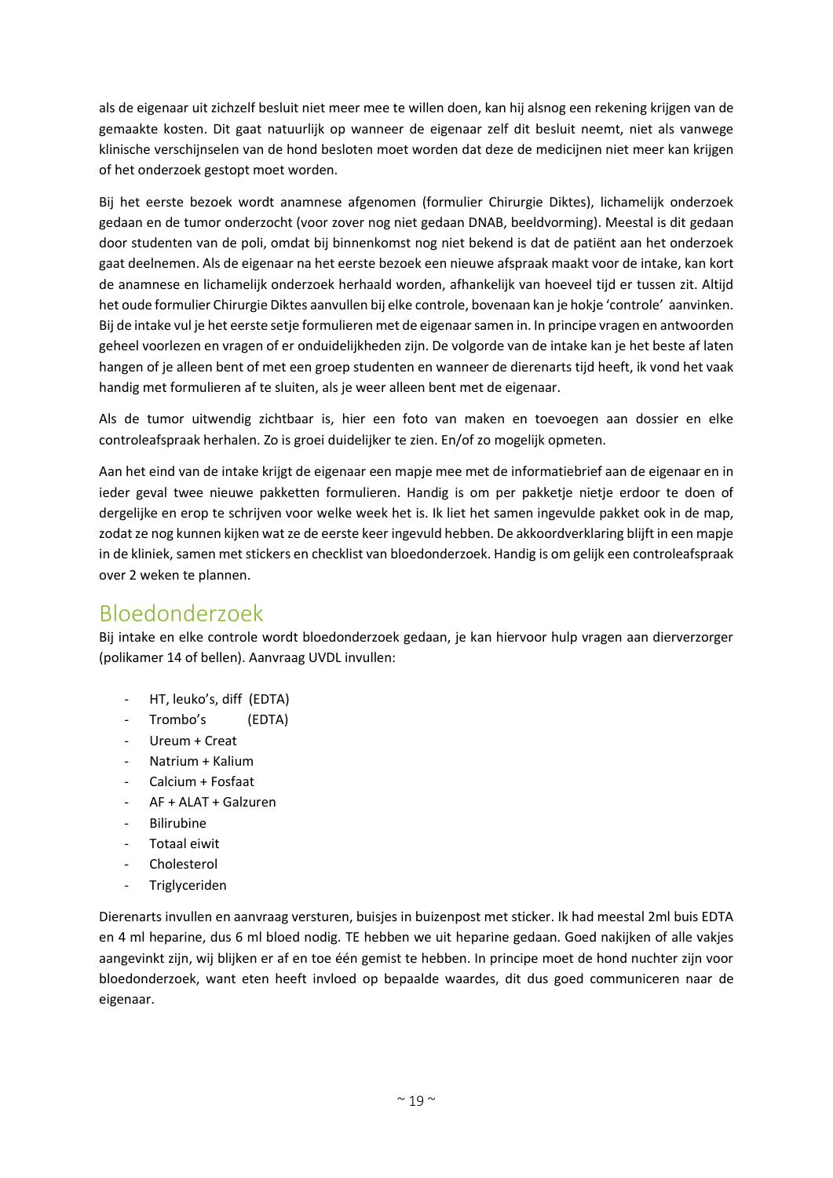als de eigenaar uit zichzelf besluit niet meer mee te willen doen, kan hij alsnog een rekening krijgen van de gemaakte kosten. Dit gaat natuurlijk op wanneer de eigenaar zelf dit besluit neemt, niet als vanwege klinische verschijnselen van de hond besloten moet worden dat deze de medicijnen niet meer kan krijgen of het onderzoek gestopt moet worden.

Bij het eerste bezoek wordt anamnese afgenomen (formulier Chirurgie Diktes), lichamelijk onderzoek gedaan en de tumor onderzocht (voor zover nog niet gedaan DNAB, beeldvorming). Meestal is dit gedaan door studenten van de poli, omdat bij binnenkomst nog niet bekend is dat de patiënt aan het onderzoek gaat deelnemen. Als de eigenaar na het eerste bezoek een nieuwe afspraak maakt voor de intake, kan kort de anamnese en lichamelijk onderzoek herhaald worden, afhankelijk van hoeveel tijd er tussen zit. Altijd het oude formulier Chirurgie Diktes aanvullen bij elke controle, bovenaan kan je hokje 'controle' aanvinken. Bij de intake vul je het eerste setje formulieren met de eigenaar samen in. In principe vragen en antwoorden geheel voorlezen en vragen of er onduidelijkheden zijn. De volgorde van de intake kan je het beste af laten hangen of je alleen bent of met een groep studenten en wanneer de dierenarts tijd heeft, ik vond het vaak handig met formulieren af te sluiten, als je weer alleen bent met de eigenaar.

Als de tumor uitwendig zichtbaar is, hier een foto van maken en toevoegen aan dossier en elke controleafspraak herhalen. Zo is groei duidelijker te zien. En/of zo mogelijk opmeten.

Aan het eind van de intake krijgt de eigenaar een mapje mee met de informatiebrief aan de eigenaar en in ieder geval twee nieuwe pakketten formulieren. Handig is om per pakketje nietje erdoor te doen of dergelijke en erop te schrijven voor welke week het is. Ik liet het samen ingevulde pakket ook in de map, zodat ze nog kunnen kijken wat ze de eerste keer ingevuld hebben. De akkoordverklaring blijft in een mapje in de kliniek, samen met stickers en checklist van bloedonderzoek. Handig is om gelijk een controleafspraak over 2 weken te plannen.

## Bloedonderzoek

Bij intake en elke controle wordt bloedonderzoek gedaan, je kan hiervoor hulp vragen aan dierverzorger (polikamer 14 of bellen). Aanvraag UVDL invullen:

- HT, leuko's, diff (EDTA)
- Trombo's (EDTA)
- Ureum + Creat
- Natrium + Kalium
- Calcium + Fosfaat
- AF + ALAT + Galzuren
- Bilirubine
- Totaal eiwit
- Cholesterol
- Triglyceriden

Dierenarts invullen en aanvraag versturen, buisjes in buizenpost met sticker. Ik had meestal 2ml buis EDTA en 4 ml heparine, dus 6 ml bloed nodig. TE hebben we uit heparine gedaan. Goed nakijken of alle vakjes aangevinkt zijn, wij blijken er af en toe één gemist te hebben. In principe moet de hond nuchter zijn voor bloedonderzoek, want eten heeft invloed op bepaalde waardes, dit dus goed communiceren naar de eigenaar.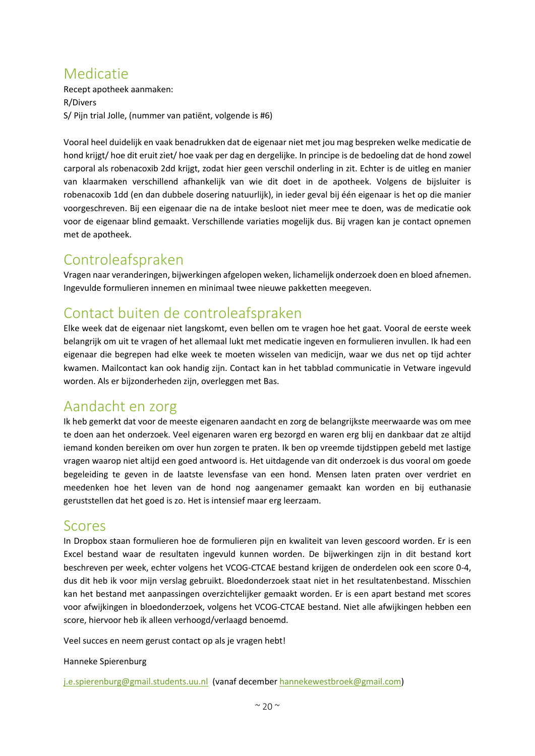## Medicatie

Recept apotheek aanmaken:
R/Divers
S/ Pijn trial Jolle, (nummer van patiënt, volgende is #6)

Vooral heel duidelijk en vaak benadrukken dat de eigenaar niet met jou mag bespreken welke medicatie de hond krijgt/ hoe dit eruit ziet/ hoe vaak per dag en dergelijke. In principe is de bedoeling dat de hond zowel carporal als robenacoxib 2dd krijgt, zodat hier geen verschil onderling in zit. Echter is de uitleg en manier van klaarmaken verschillend afhankelijk van wie dit doet in de apotheek. Volgens de bijsluiter is robenacoxib 1dd (en dan dubbele dosering natuurlijk), in ieder geval bij één eigenaar is het op die manier voorgeschreven. Bij een eigenaar die na de intake besloot niet meer mee te doen, was de medicatie ook voor de eigenaar blind gemaakt. Verschillende variaties mogelijk dus. Bij vragen kan je contact opnemen met de apotheek.

## Controleafspraken

Vragen naar veranderingen, bijwerkingen afgelopen weken, lichamelijk onderzoek doen en bloed afnemen. Ingevulde formulieren innemen en minimaal twee nieuwe pakketten meegeven.

## Contact buiten de controleafspraken

Elke week dat de eigenaar niet langskomt, even bellen om te vragen hoe het gaat. Vooral de eerste week belangrijk om uit te vragen of het allemaal lukt met medicatie ingeven en formulieren invullen. Ik had een eigenaar die begrepen had elke week te moeten wisselen van medicijn, waar we dus net op tijd achter kwamen. Mailcontact kan ook handig zijn. Contact kan in het tabblad communicatie in Vetware ingevuld worden. Als er bijzonderheden zijn, overleggen met Bas.

## Aandacht en zorg

Ik heb gemerkt dat voor de meeste eigenaren aandacht en zorg de belangrijkste meerwaarde was om mee te doen aan het onderzoek. Veel eigenaren waren erg bezorgd en waren erg blij en dankbaar dat ze altijd iemand konden bereiken om over hun zorgen te praten. Ik ben op vreemde tijdstippen gebeld met lastige vragen waarop niet altijd een goed antwoord is. Het uitdagende van dit onderzoek is dus vooral om goede begeleiding te geven in de laatste levensfase van een hond. Mensen laten praten over verdriet en meedenken hoe het leven van de hond nog aangenamer gemaakt kan worden en bij euthanasie geruststellen dat het goed is zo. Het is intensief maar erg leerzaam.

## Scores

In Dropbox staan formulieren hoe de formulieren pijn en kwaliteit van leven gescoord worden. Er is een Excel bestand waar de resultaten ingevuld kunnen worden. De bijwerkingen zijn in dit bestand kort beschreven per week, echter volgens het VCOG-CTCAE bestand krijgen de onderdelen ook een score 0-4, dus dit heb ik voor mijn verslag gebruikt. Bloedonderzoek staat niet in het resultatenbestand. Misschien kan het bestand met aanpassingen overzichtelijker gemaakt worden. Er is een apart bestand met scores voor afwijkingen in bloedonderzoek, volgens het VCOG-CTCAE bestand. Niet alle afwijkingen hebben een score, hiervoor heb ik alleen verhoogd/verlaagd benoemd.

Veel succes en neem gerust contact op als je vragen hebt!

Hanneke Spierenburg

j.e.spierenburg@gmail.students.uu.nl (vanaf december hannekewestbroek@gmail.com)